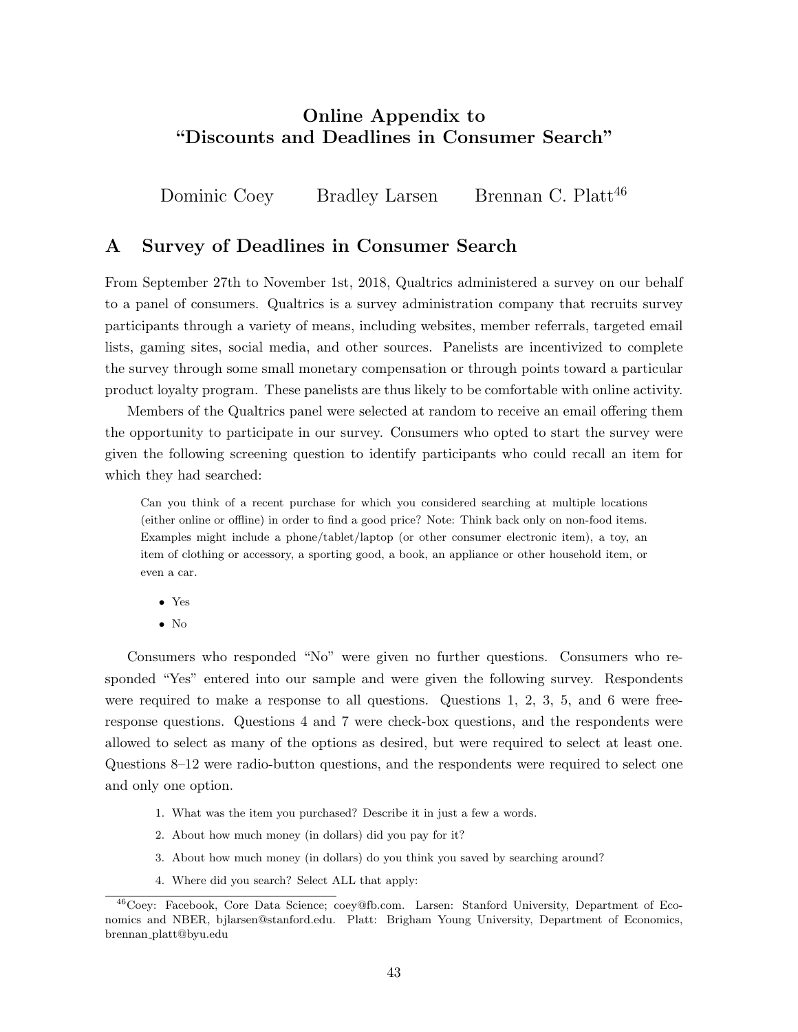# Online Appendix to "Discounts and Deadlines in Consumer Search"

Dominic Coey     Bradley Larsen     Brennan C. Platt[46]

## A Survey of Deadlines in Consumer Search

From September 27th to November 1st, 2018, Qualtrics administered a survey on our behalf to a panel of consumers. Qualtrics is a survey administration company that recruits survey participants through a variety of means, including websites, member referrals, targeted email lists, gaming sites, social media, and other sources. Panelists are incentivized to complete the survey through some small monetary compensation or through points toward a particular product loyalty program. These panelists are thus likely to be comfortable with online activity.

Members of the Qualtrics panel were selected at random to receive an email offering them the opportunity to participate in our survey. Consumers who opted to start the survey were given the following screening question to identify participants who could recall an item for which they had searched:

> Can you think of a recent purchase for which you considered searching at multiple locations (either online or offline) in order to find a good price? Note: Think back only on non-food items. Examples might include a phone/tablet/laptop (or other consumer electronic item), a toy, an item of clothing or accessory, a sporting good, a book, an appliance or other household item, or even a car.
>
> - Yes
> - No

Consumers who responded "No" were given no further questions. Consumers who responded "Yes" entered into our sample and were given the following survey. Respondents were required to make a response to all questions. Questions 1, 2, 3, 5, and 6 were free-response questions. Questions 4 and 7 were check-box questions, and the respondents were allowed to select as many of the options as desired, but were required to select at least one. Questions 8–12 were radio-button questions, and the respondents were required to select one and only one option.

1. What was the item you purchased? Describe it in just a few a words.
2. About how much money (in dollars) did you pay for it?
3. About how much money (in dollars) do you think you saved by searching around?
4. Where did you search? Select ALL that apply:

[46] Coey: Facebook, Core Data Science; coey@fb.com. Larsen: Stanford University, Department of Economics and NBER, bjlarsen@stanford.edu. Platt: Brigham Young University, Department of Economics, brennan_platt@byu.edu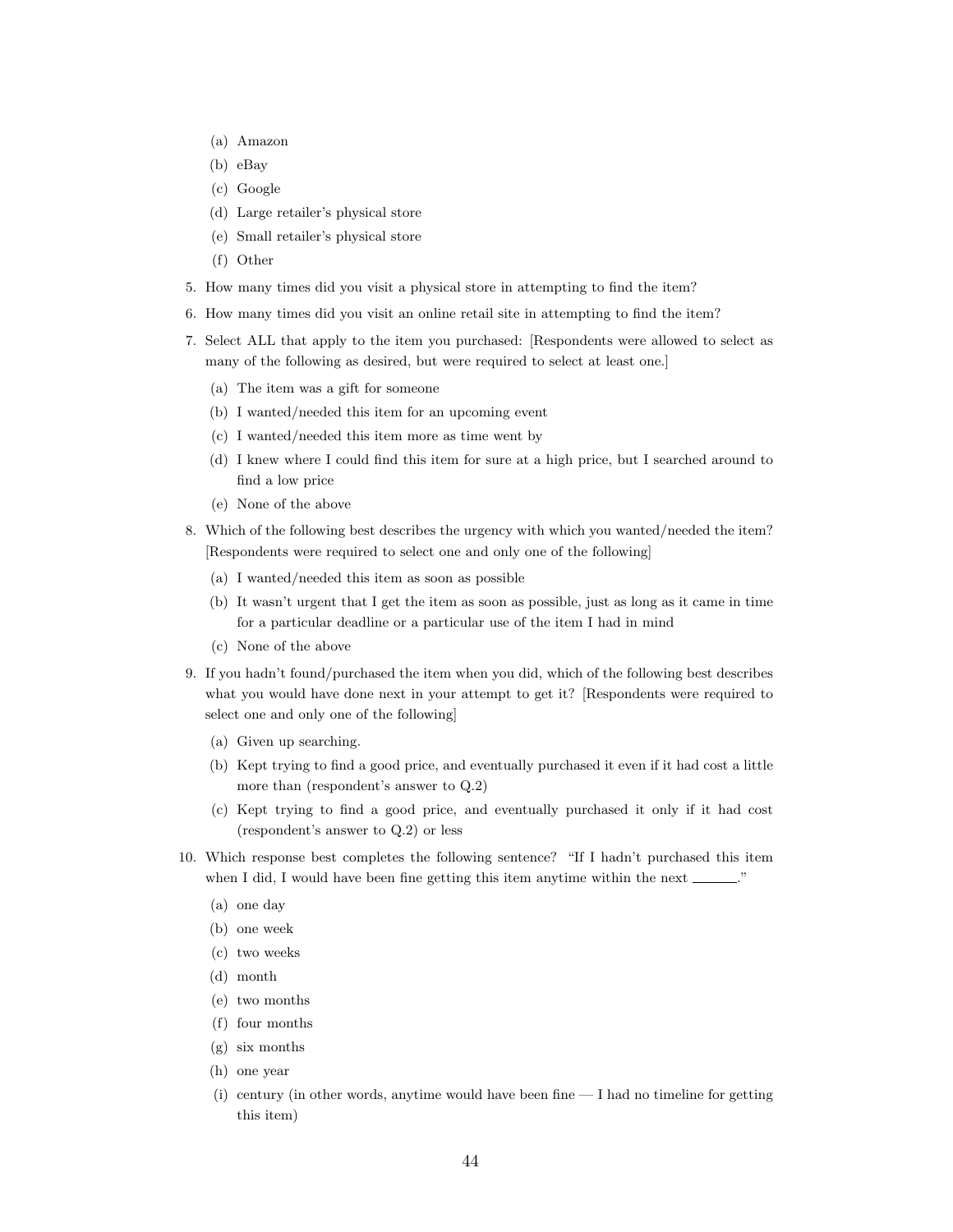(a) Amazon
(b) eBay
(c) Google
(d) Large retailer's physical store
(e) Small retailer's physical store
(f) Other

5. How many times did you visit a physical store in attempting to find the item?
6. How many times did you visit an online retail site in attempting to find the item?
7. Select ALL that apply to the item you purchased: [Respondents were allowed to select as many of the following as desired, but were required to select at least one.]
   (a) The item was a gift for someone
   (b) I wanted/needed this item for an upcoming event
   (c) I wanted/needed this item more as time went by
   (d) I knew where I could find this item for sure at a high price, but I searched around to find a low price
   (e) None of the above
8. Which of the following best describes the urgency with which you wanted/needed the item? [Respondents were required to select one and only one of the following]
   (a) I wanted/needed this item as soon as possible
   (b) It wasn't urgent that I get the item as soon as possible, just as long as it came in time for a particular deadline or a particular use of the item I had in mind
   (c) None of the above
9. If you hadn't found/purchased the item when you did, which of the following best describes what you would have done next in your attempt to get it? [Respondents were required to select one and only one of the following]
   (a) Given up searching.
   (b) Kept trying to find a good price, and eventually purchased it even if it had cost a little more than (respondent's answer to Q.2)
   (c) Kept trying to find a good price, and eventually purchased it only if it had cost (respondent's answer to Q.2) or less
10. Which response best completes the following sentence? "If I hadn't purchased this item when I did, I would have been fine getting this item anytime within the next ______."
    (a) one day
    (b) one week
    (c) two weeks
    (d) month
    (e) two months
    (f) four months
    (g) six months
    (h) one year
    (i) century (in other words, anytime would have been fine — I had no timeline for getting this item)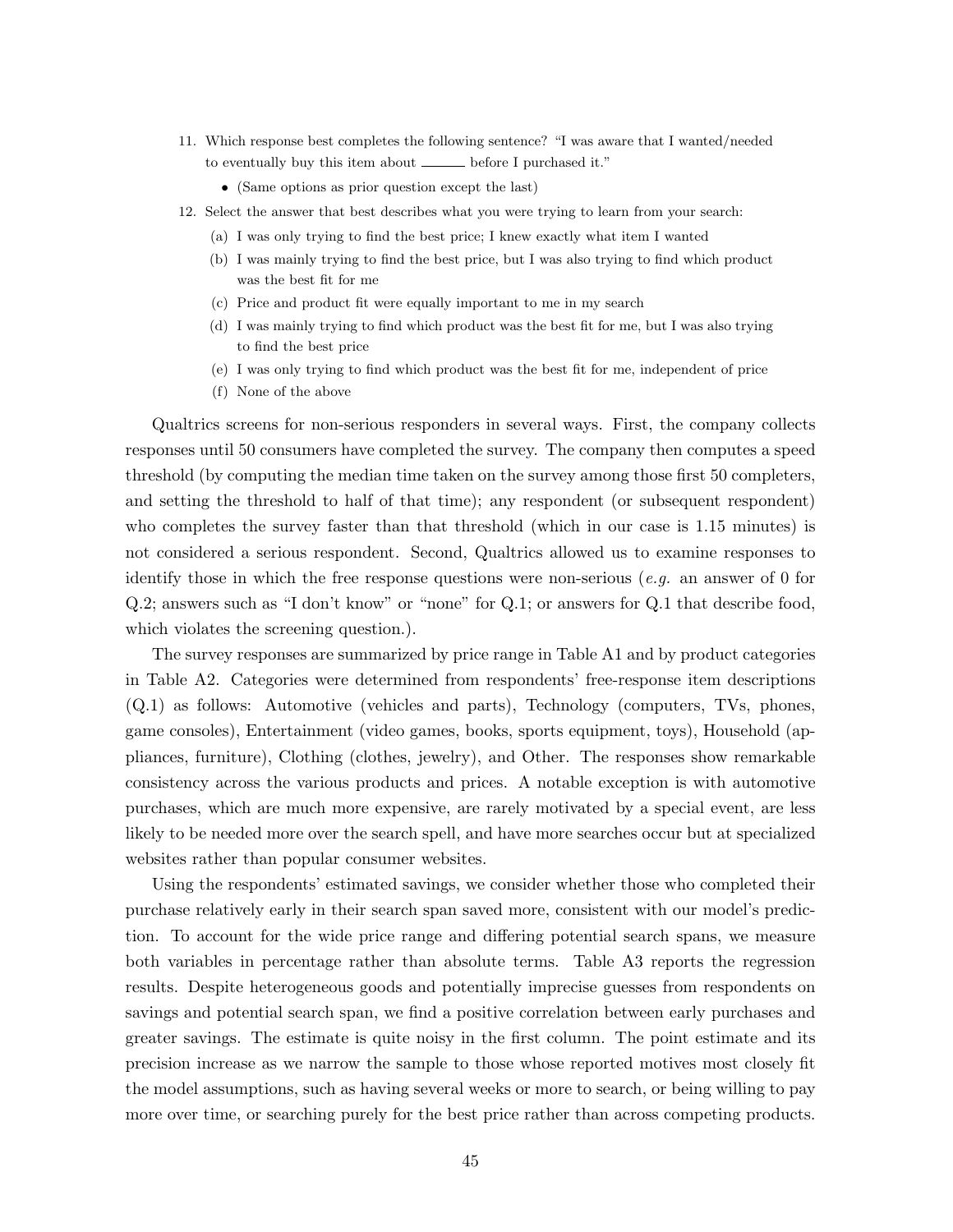11. Which response best completes the following sentence? "I was aware that I wanted/needed to eventually buy this item about ______ before I purchased it."
    - (Same options as prior question except the last)
12. Select the answer that best describes what you were trying to learn from your search:
    (a) I was only trying to find the best price; I knew exactly what item I wanted
    (b) I was mainly trying to find the best price, but I was also trying to find which product was the best fit for me
    (c) Price and product fit were equally important to me in my search
    (d) I was mainly trying to find which product was the best fit for me, but I was also trying to find the best price
    (e) I was only trying to find which product was the best fit for me, independent of price
    (f) None of the above

Qualtrics screens for non-serious responders in several ways. First, the company collects responses until 50 consumers have completed the survey. The company then computes a speed threshold (by computing the median time taken on the survey among those first 50 completers, and setting the threshold to half of that time); any respondent (or subsequent respondent) who completes the survey faster than that threshold (which in our case is 1.15 minutes) is not considered a serious respondent. Second, Qualtrics allowed us to examine responses to identify those in which the free response questions were non-serious (*e.g.* an answer of 0 for Q.2; answers such as "I don't know" or "none" for Q.1; or answers for Q.1 that describe food, which violates the screening question.).

The survey responses are summarized by price range in Table A1 and by product categories in Table A2. Categories were determined from respondents' free-response item descriptions (Q.1) as follows: Automotive (vehicles and parts), Technology (computers, TVs, phones, game consoles), Entertainment (video games, books, sports equipment, toys), Household (appliances, furniture), Clothing (clothes, jewelry), and Other. The responses show remarkable consistency across the various products and prices. A notable exception is with automotive purchases, which are much more expensive, are rarely motivated by a special event, are less likely to be needed more over the search spell, and have more searches occur but at specialized websites rather than popular consumer websites.

Using the respondents' estimated savings, we consider whether those who completed their purchase relatively early in their search span saved more, consistent with our model's prediction. To account for the wide price range and differing potential search spans, we measure both variables in percentage rather than absolute terms. Table A3 reports the regression results. Despite heterogeneous goods and potentially imprecise guesses from respondents on savings and potential search span, we find a positive correlation between early purchases and greater savings. The estimate is quite noisy in the first column. The point estimate and its precision increase as we narrow the sample to those whose reported motives most closely fit the model assumptions, such as having several weeks or more to search, or being willing to pay more over time, or searching purely for the best price rather than across competing products.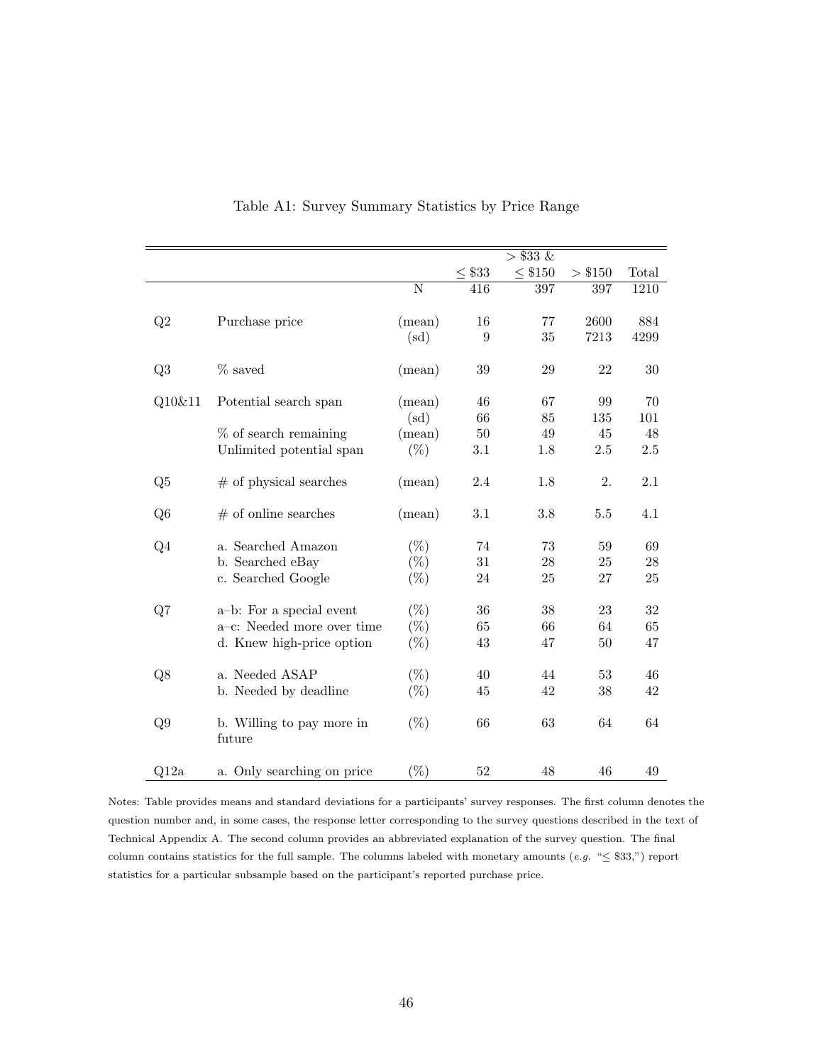Table A1: Survey Summary Statistics by Price Range

| | | | ≤ \$33 | > \$33 & ≤ \$150 | > \$150 | Total |
|---|---|---|---|---|---|---|
| | | N | 416 | 397 | 397 | 1210 |
| Q2 | Purchase price | (mean) | 16 | 77 | 2600 | 884 |
| | | (sd) | 9 | 35 | 7213 | 4299 |
| Q3 | % saved | (mean) | 39 | 29 | 22 | 30 |
| Q10&11 | Potential search span | (mean) | 46 | 67 | 99 | 70 |
| | | (sd) | 66 | 85 | 135 | 101 |
| | % of search remaining | (mean) | 50 | 49 | 45 | 48 |
| | Unlimited potential span | (%) | 3.1 | 1.8 | 2.5 | 2.5 |
| Q5 | # of physical searches | (mean) | 2.4 | 1.8 | 2. | 2.1 |
| Q6 | # of online searches | (mean) | 3.1 | 3.8 | 5.5 | 4.1 |
| Q4 | a. Searched Amazon | (%) | 74 | 73 | 59 | 69 |
| | b. Searched eBay | (%) | 31 | 28 | 25 | 28 |
| | c. Searched Google | (%) | 24 | 25 | 27 | 25 |
| Q7 | a–b: For a special event | (%) | 36 | 38 | 23 | 32 |
| | a–c: Needed more over time | (%) | 65 | 66 | 64 | 65 |
| | d. Knew high-price option | (%) | 43 | 47 | 50 | 47 |
| Q8 | a. Needed ASAP | (%) | 40 | 44 | 53 | 46 |
| | b. Needed by deadline | (%) | 45 | 42 | 38 | 42 |
| Q9 | b. Willing to pay more in future | (%) | 66 | 63 | 64 | 64 |
| Q12a | a. Only searching on price | (%) | 52 | 48 | 46 | 49 |

Notes: Table provides means and standard deviations for a participants' survey responses. The first column denotes the question number and, in some cases, the response letter corresponding to the survey questions described in the text of Technical Appendix A. The second column provides an abbreviated explanation of the survey question. The final column contains statistics for the full sample. The columns labeled with monetary amounts (*e.g.* "≤ \$33,") report statistics for a particular subsample based on the participant's reported purchase price.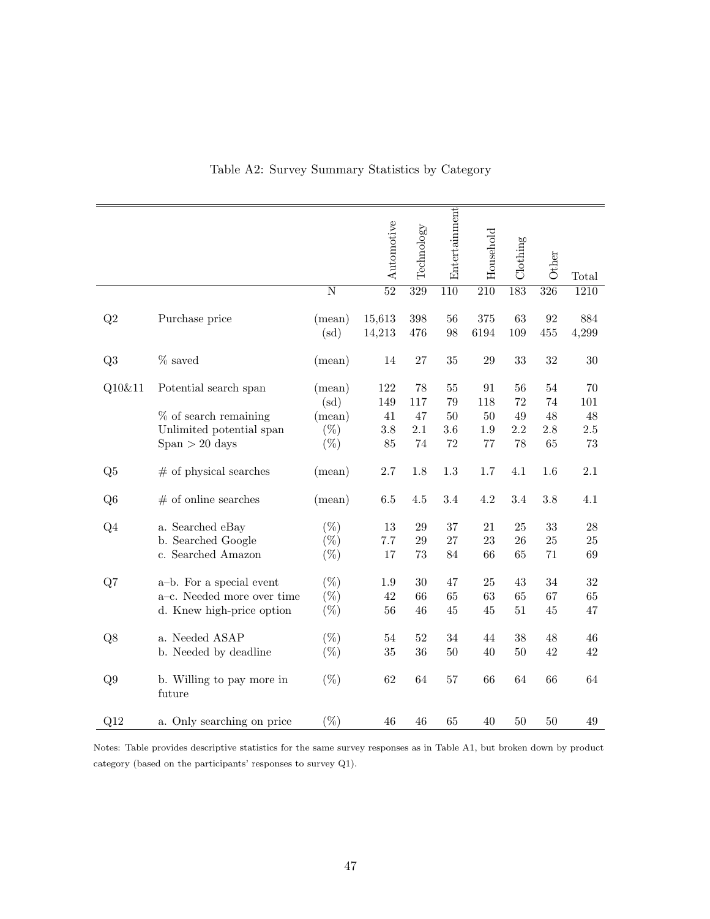Table A2: Survey Summary Statistics by Category

| | | | Automotive | Technology | Entertainment | Household | Clothing | Other | Total |
|---|---|---|---|---|---|---|---|---|---|
| | | N | 52 | 329 | 110 | 210 | 183 | 326 | 1210 |
| Q2 | Purchase price | (mean) | 15,613 | 398 | 56 | 375 | 63 | 92 | 884 |
| | | (sd) | 14,213 | 476 | 98 | 6194 | 109 | 455 | 4,299 |
| Q3 | % saved | (mean) | 14 | 27 | 35 | 29 | 33 | 32 | 30 |
| Q10&11 | Potential search span | (mean) | 122 | 78 | 55 | 91 | 56 | 54 | 70 |
| | | (sd) | 149 | 117 | 79 | 118 | 72 | 74 | 101 |
| | % of search remaining | (mean) | 41 | 47 | 50 | 50 | 49 | 48 | 48 |
| | Unlimited potential span | (%) | 3.8 | 2.1 | 3.6 | 1.9 | 2.2 | 2.8 | 2.5 |
| | Span > 20 days | (%) | 85 | 74 | 72 | 77 | 78 | 65 | 73 |
| Q5 | # of physical searches | (mean) | 2.7 | 1.8 | 1.3 | 1.7 | 4.1 | 1.6 | 2.1 |
| Q6 | # of online searches | (mean) | 6.5 | 4.5 | 3.4 | 4.2 | 3.4 | 3.8 | 4.1 |
| Q4 | a. Searched eBay | (%) | 13 | 29 | 37 | 21 | 25 | 33 | 28 |
| | b. Searched Google | (%) | 7.7 | 29 | 27 | 23 | 26 | 25 | 25 |
| | c. Searched Amazon | (%) | 17 | 73 | 84 | 66 | 65 | 71 | 69 |
| Q7 | a–b. For a special event | (%) | 1.9 | 30 | 47 | 25 | 43 | 34 | 32 |
| | a–c. Needed more over time | (%) | 42 | 66 | 65 | 63 | 65 | 67 | 65 |
| | d. Knew high-price option | (%) | 56 | 46 | 45 | 45 | 51 | 45 | 47 |
| Q8 | a. Needed ASAP | (%) | 54 | 52 | 34 | 44 | 38 | 48 | 46 |
| | b. Needed by deadline | (%) | 35 | 36 | 50 | 40 | 50 | 42 | 42 |
| Q9 | b. Willing to pay more in future | (%) | 62 | 64 | 57 | 66 | 64 | 66 | 64 |
| Q12 | a. Only searching on price | (%) | 46 | 46 | 65 | 40 | 50 | 50 | 49 |

Notes: Table provides descriptive statistics for the same survey responses as in Table A1, but broken down by product category (based on the participants' responses to survey Q1).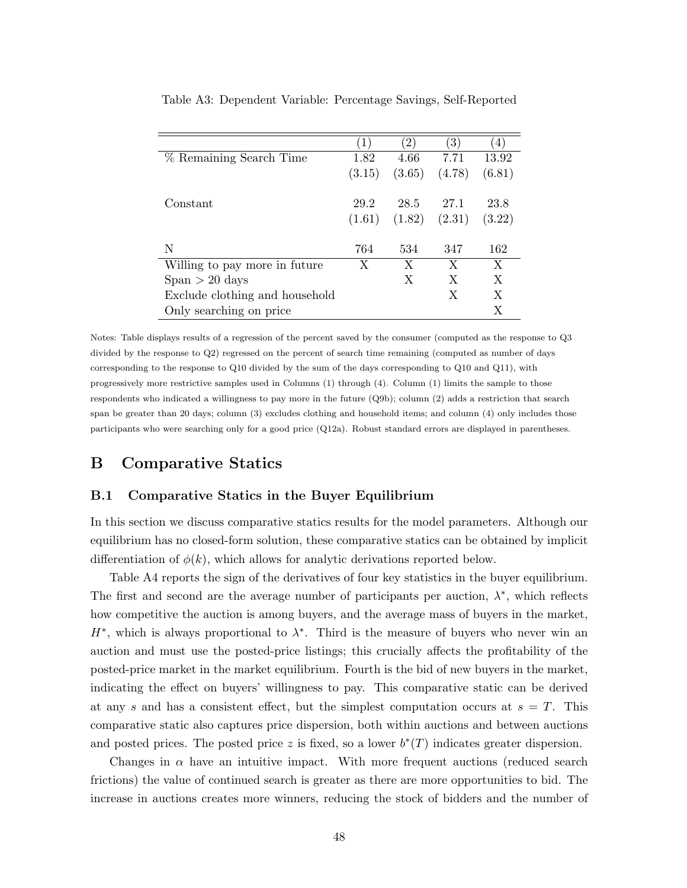Table A3: Dependent Variable: Percentage Savings, Self-Reported

| | (1) | (2) | (3) | (4) |
|---|---|---|---|---|
| % Remaining Search Time | 1.82 | 4.66 | 7.71 | 13.92 |
| | (3.15) | (3.65) | (4.78) | (6.81) |
| Constant | 29.2 | 28.5 | 27.1 | 23.8 |
| | (1.61) | (1.82) | (2.31) | (3.22) |
| N | 764 | 534 | 347 | 162 |
| Willing to pay more in future | X | X | X | X |
| Span > 20 days | | X | X | X |
| Exclude clothing and household | | | X | X |
| Only searching on price | | | | X |

Notes: Table displays results of a regression of the percent saved by the consumer (computed as the response to Q3 divided by the response to Q2) regressed on the percent of search time remaining (computed as number of days corresponding to the response to Q10 divided by the sum of the days corresponding to Q10 and Q11), with progressively more restrictive samples used in Columns (1) through (4). Column (1) limits the sample to those respondents who indicated a willingness to pay more in the future (Q9b); column (2) adds a restriction that search span be greater than 20 days; column (3) excludes clothing and household items; and column (4) only includes those participants who were searching only for a good price (Q12a). Robust standard errors are displayed in parentheses.

# B Comparative Statics

## B.1 Comparative Statics in the Buyer Equilibrium

In this section we discuss comparative statics results for the model parameters. Although our equilibrium has no closed-form solution, these comparative statics can be obtained by implicit differentiation of $\phi(k)$, which allows for analytic derivations reported below.

Table A4 reports the sign of the derivatives of four key statistics in the buyer equilibrium. The first and second are the average number of participants per auction, $\lambda^*$, which reflects how competitive the auction is among buyers, and the average mass of buyers in the market, $H^*$, which is always proportional to $\lambda^*$. Third is the measure of buyers who never win an auction and must use the posted-price listings; this crucially affects the profitability of the posted-price market in the market equilibrium. Fourth is the bid of new buyers in the market, indicating the effect on buyers' willingness to pay. This comparative static can be derived at any $s$ and has a consistent effect, but the simplest computation occurs at $s = T$. This comparative static also captures price dispersion, both within auctions and between auctions and posted prices. The posted price $z$ is fixed, so a lower $b^*(T)$ indicates greater dispersion.

Changes in $\alpha$ have an intuitive impact. With more frequent auctions (reduced search frictions) the value of continued search is greater as there are more opportunities to bid. The increase in auctions creates more winners, reducing the stock of bidders and the number of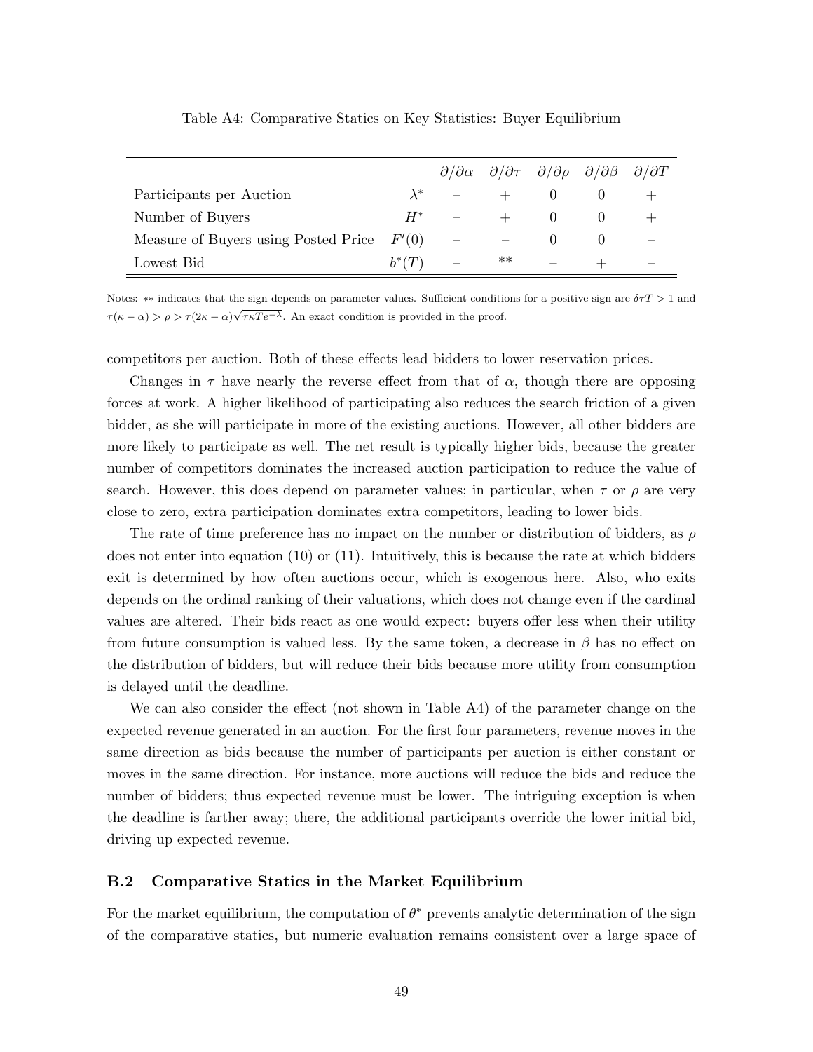Table A4: Comparative Statics on Key Statistics: Buyer Equilibrium

| | | $\partial/\partial\alpha$ | $\partial/\partial\tau$ | $\partial/\partial\rho$ | $\partial/\partial\beta$ | $\partial/\partial T$ |
|---|---|---|---|---|---|---|
| Participants per Auction | $\lambda^*$ | – | + | 0 | 0 | + |
| Number of Buyers | $H^*$ | – | + | 0 | 0 | + |
| Measure of Buyers using Posted Price | $F'(0)$ | – | – | 0 | 0 | – |
| Lowest Bid | $b^*(T)$ | – | ** | – | + | – |

Notes: ** indicates that the sign depends on parameter values. Sufficient conditions for a positive sign are $\delta\tau T > 1$ and $\tau(\kappa - \alpha) > \rho > \tau(2\kappa - \alpha)\sqrt{\tau\kappa T e^{-\lambda}}$. An exact condition is provided in the proof.

competitors per auction. Both of these effects lead bidders to lower reservation prices.

Changes in $\tau$ have nearly the reverse effect from that of $\alpha$, though there are opposing forces at work. A higher likelihood of participating also reduces the search friction of a given bidder, as she will participate in more of the existing auctions. However, all other bidders are more likely to participate as well. The net result is typically higher bids, because the greater number of competitors dominates the increased auction participation to reduce the value of search. However, this does depend on parameter values; in particular, when $\tau$ or $\rho$ are very close to zero, extra participation dominates extra competitors, leading to lower bids.

The rate of time preference has no impact on the number or distribution of bidders, as $\rho$ does not enter into equation (10) or (11). Intuitively, this is because the rate at which bidders exit is determined by how often auctions occur, which is exogenous here. Also, who exits depends on the ordinal ranking of their valuations, which does not change even if the cardinal values are altered. Their bids react as one would expect: buyers offer less when their utility from future consumption is valued less. By the same token, a decrease in $\beta$ has no effect on the distribution of bidders, but will reduce their bids because more utility from consumption is delayed until the deadline.

We can also consider the effect (not shown in Table A4) of the parameter change on the expected revenue generated in an auction. For the first four parameters, revenue moves in the same direction as bids because the number of participants per auction is either constant or moves in the same direction. For instance, more auctions will reduce the bids and reduce the number of bidders; thus expected revenue must be lower. The intriguing exception is when the deadline is farther away; there, the additional participants override the lower initial bid, driving up expected revenue.

## B.2 Comparative Statics in the Market Equilibrium

For the market equilibrium, the computation of $\theta^*$ prevents analytic determination of the sign of the comparative statics, but numeric evaluation remains consistent over a large space of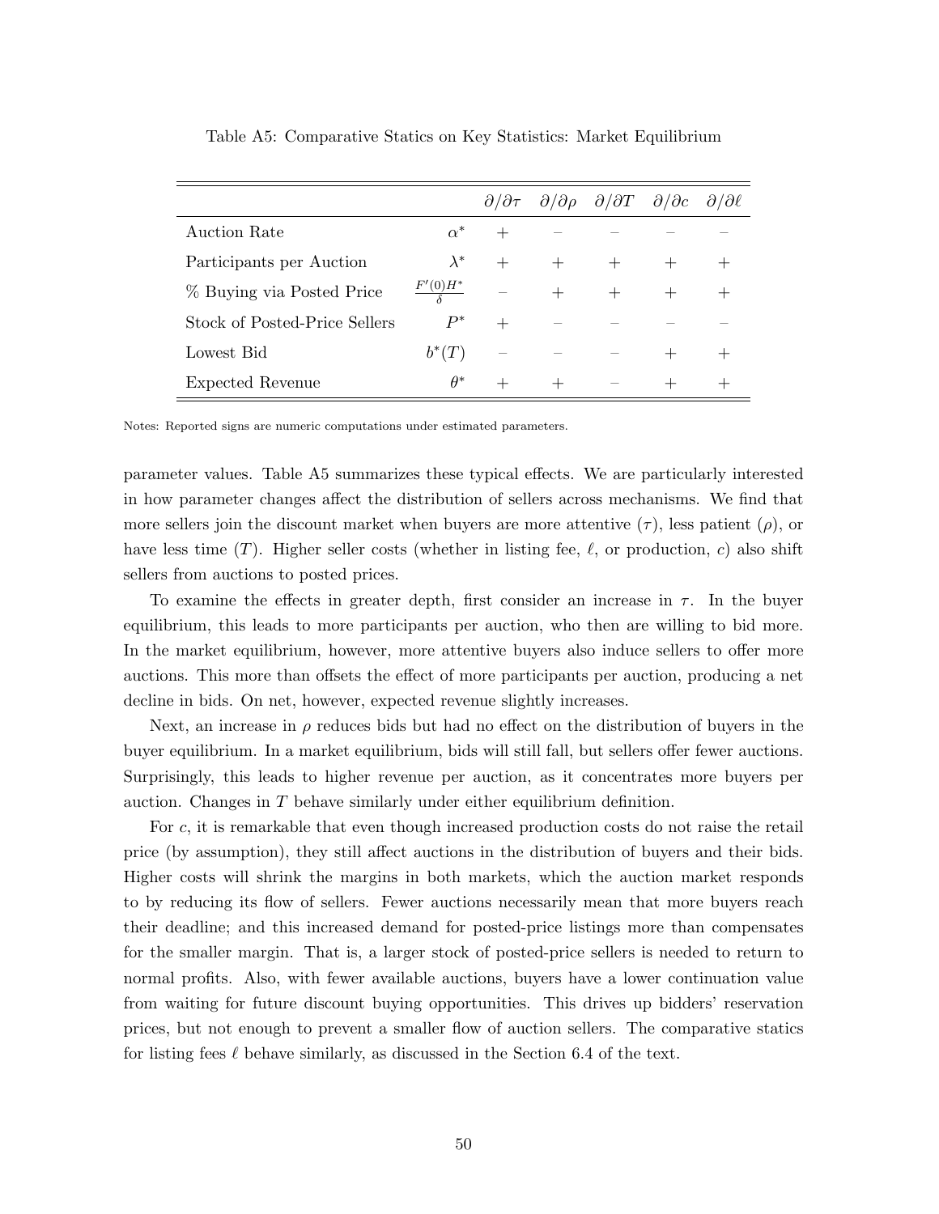Table A5: Comparative Statics on Key Statistics: Market Equilibrium

| | | $\partial/\partial\tau$ | $\partial/\partial\rho$ | $\partial/\partial T$ | $\partial/\partial c$ | $\partial/\partial\ell$ |
|---|---|---|---|---|---|---|
| Auction Rate | $\alpha^*$ | $+$ | $-$ | $-$ | $-$ | $-$ |
| Participants per Auction | $\lambda^*$ | $+$ | $+$ | $+$ | $+$ | $+$ |
| % Buying via Posted Price | $\frac{F'(0)H^*}{\delta}$ | $-$ | $+$ | $+$ | $+$ | $+$ |
| Stock of Posted-Price Sellers | $P^*$ | $+$ | $-$ | $-$ | $-$ | $-$ |
| Lowest Bid | $b^*(T)$ | $-$ | $-$ | $-$ | $+$ | $+$ |
| Expected Revenue | $\theta^*$ | $+$ | $+$ | $-$ | $+$ | $+$ |

Notes: Reported signs are numeric computations under estimated parameters.

parameter values. Table A5 summarizes these typical effects. We are particularly interested in how parameter changes affect the distribution of sellers across mechanisms. We find that more sellers join the discount market when buyers are more attentive ($\tau$), less patient ($\rho$), or have less time ($T$). Higher seller costs (whether in listing fee, $\ell$, or production, $c$) also shift sellers from auctions to posted prices.

To examine the effects in greater depth, first consider an increase in $\tau$. In the buyer equilibrium, this leads to more participants per auction, who then are willing to bid more. In the market equilibrium, however, more attentive buyers also induce sellers to offer more auctions. This more than offsets the effect of more participants per auction, producing a net decline in bids. On net, however, expected revenue slightly increases.

Next, an increase in $\rho$ reduces bids but had no effect on the distribution of buyers in the buyer equilibrium. In a market equilibrium, bids will still fall, but sellers offer fewer auctions. Surprisingly, this leads to higher revenue per auction, as it concentrates more buyers per auction. Changes in $T$ behave similarly under either equilibrium definition.

For $c$, it is remarkable that even though increased production costs do not raise the retail price (by assumption), they still affect auctions in the distribution of buyers and their bids. Higher costs will shrink the margins in both markets, which the auction market responds to by reducing its flow of sellers. Fewer auctions necessarily mean that more buyers reach their deadline; and this increased demand for posted-price listings more than compensates for the smaller margin. That is, a larger stock of posted-price sellers is needed to return to normal profits. Also, with fewer available auctions, buyers have a lower continuation value from waiting for future discount buying opportunities. This drives up bidders' reservation prices, but not enough to prevent a smaller flow of auction sellers. The comparative statics for listing fees $\ell$ behave similarly, as discussed in the Section 6.4 of the text.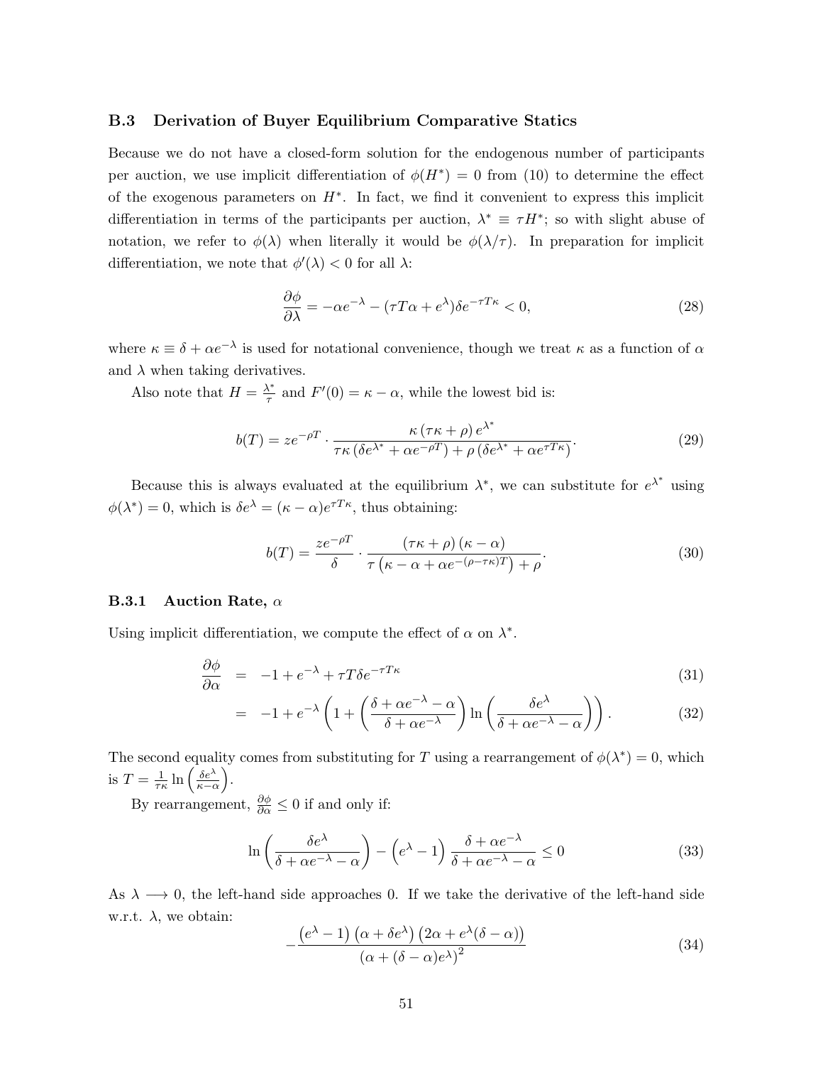### B.3 Derivation of Buyer Equilibrium Comparative Statics

Because we do not have a closed-form solution for the endogenous number of participants per auction, we use implicit differentiation of $\phi(H^*) = 0$ from (10) to determine the effect of the exogenous parameters on $H^*$. In fact, we find it convenient to express this implicit differentiation in terms of the participants per auction, $\lambda^* \equiv \tau H^*$; so with slight abuse of notation, we refer to $\phi(\lambda)$ when literally it would be $\phi(\lambda/\tau)$. In preparation for implicit differentiation, we note that $\phi'(\lambda) < 0$ for all $\lambda$:

$$\frac{\partial \phi}{\partial \lambda} = -\alpha e^{-\lambda} - (\tau T \alpha + e^{\lambda})\delta e^{-\tau T \kappa} < 0, \tag{28}$$

where $\kappa \equiv \delta + \alpha e^{-\lambda}$ is used for notational convenience, though we treat $\kappa$ as a function of $\alpha$ and $\lambda$ when taking derivatives.

Also note that $H = \frac{\lambda^*}{\tau}$ and $F'(0) = \kappa - \alpha$, while the lowest bid is:

$$b(T) = ze^{-\rho T} \cdot \frac{\kappa (\tau\kappa + \rho) e^{\lambda^*}}{\tau\kappa (\delta e^{\lambda^*} + \alpha e^{-\rho T}) + \rho (\delta e^{\lambda^*} + \alpha e^{\tau T \kappa})}. \tag{29}$$

Because this is always evaluated at the equilibrium $\lambda^*$, we can substitute for $e^{\lambda^*}$ using $\phi(\lambda^*) = 0$, which is $\delta e^{\lambda} = (\kappa - \alpha)e^{\tau T \kappa}$, thus obtaining:

$$b(T) = \frac{ze^{-\rho T}}{\delta} \cdot \frac{(\tau\kappa + \rho)(\kappa - \alpha)}{\tau \left(\kappa - \alpha + \alpha e^{-(\rho - \tau\kappa)T}\right) + \rho}. \tag{30}$$

#### B.3.1 Auction Rate, $\alpha$

Using implicit differentiation, we compute the effect of $\alpha$ on $\lambda^*$.

$$\begin{aligned} \frac{\partial \phi}{\partial \alpha} &= -1 + e^{-\lambda} + \tau T \delta e^{-\tau T \kappa} & (31)\\ &= -1 + e^{-\lambda} \left(1 + \left(\frac{\delta + \alpha e^{-\lambda} - \alpha}{\delta + \alpha e^{-\lambda}}\right) \ln\left(\frac{\delta e^{\lambda}}{\delta + \alpha e^{-\lambda} - \alpha}\right)\right). & (32) \end{aligned}$$

The second equality comes from substituting for $T$ using a rearrangement of $\phi(\lambda^*) = 0$, which is $T = \frac{1}{\tau\kappa} \ln\left(\frac{\delta e^{\lambda}}{\kappa - \alpha}\right)$.

By rearrangement, $\frac{\partial \phi}{\partial \alpha} \leq 0$ if and only if:

$$\ln\left(\frac{\delta e^{\lambda}}{\delta + \alpha e^{-\lambda} - \alpha}\right) - \left(e^{\lambda} - 1\right) \frac{\delta + \alpha e^{-\lambda}}{\delta + \alpha e^{-\lambda} - \alpha} \leq 0 \tag{33}$$

As $\lambda \longrightarrow 0$, the left-hand side approaches 0. If we take the derivative of the left-hand side w.r.t. $\lambda$, we obtain:

$$-\frac{\left(e^{\lambda} - 1\right)\left(\alpha + \delta e^{\lambda}\right)\left(2\alpha + e^{\lambda}(\delta - \alpha)\right)}{\left(\alpha + (\delta - \alpha)e^{\lambda}\right)^2} \tag{34}$$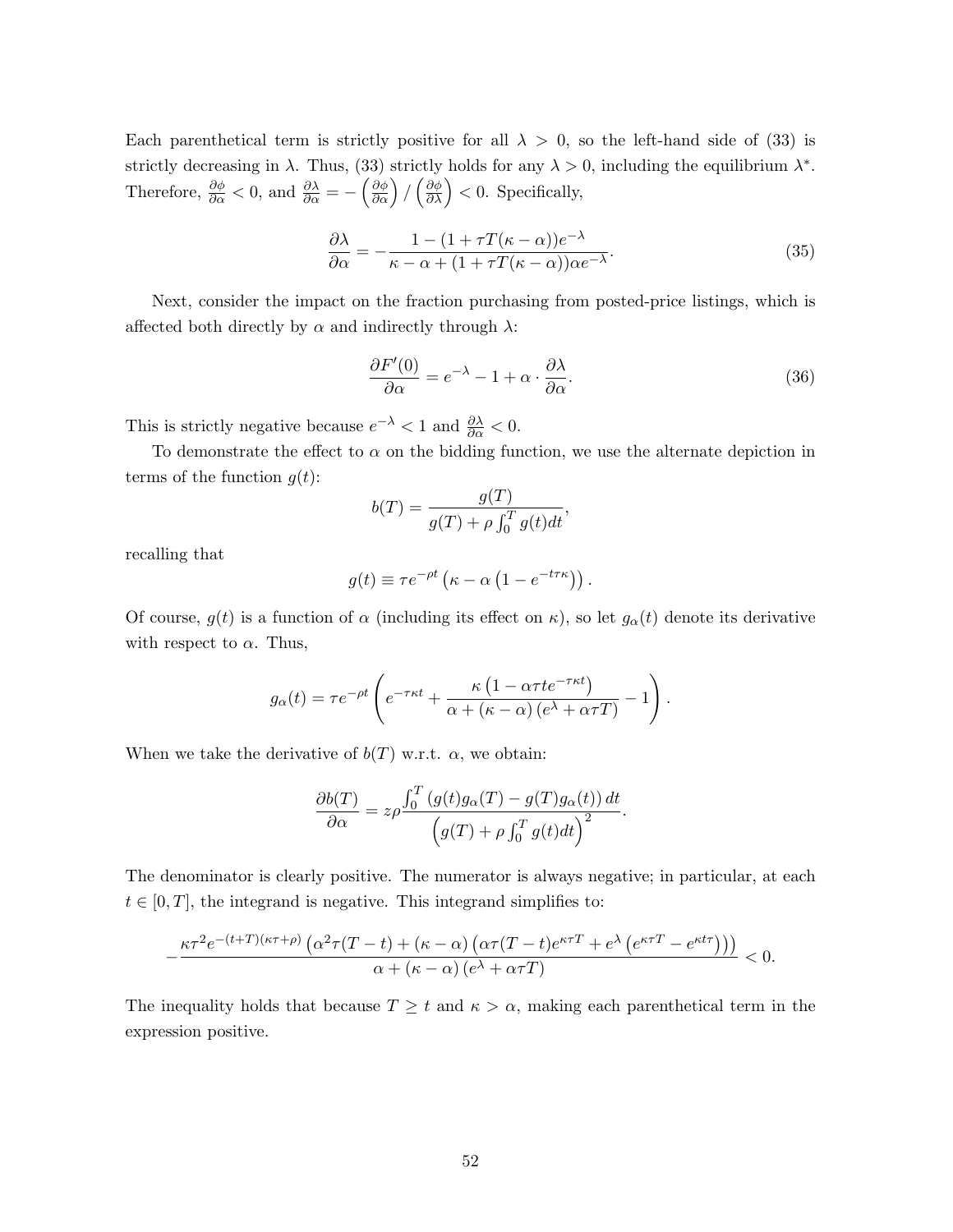Each parenthetical term is strictly positive for all $\lambda > 0$, so the left-hand side of (33) is strictly decreasing in $\lambda$. Thus, (33) strictly holds for any $\lambda > 0$, including the equilibrium $\lambda^*$. Therefore, $\frac{\partial \phi}{\partial \alpha} < 0$, and $\frac{\partial \lambda}{\partial \alpha} = -\left(\frac{\partial \phi}{\partial \alpha}\right) / \left(\frac{\partial \phi}{\partial \lambda}\right) < 0$. Specifically,

$$\frac{\partial \lambda}{\partial \alpha} = -\frac{1-(1+\tau T(\kappa-\alpha))e^{-\lambda}}{\kappa - \alpha + (1+\tau T(\kappa-\alpha))\alpha e^{-\lambda}}. \tag{35}$$

Next, consider the impact on the fraction purchasing from posted-price listings, which is affected both directly by $\alpha$ and indirectly through $\lambda$:

$$\frac{\partial F'(0)}{\partial \alpha} = e^{-\lambda} - 1 + \alpha \cdot \frac{\partial \lambda}{\partial \alpha}. \tag{36}$$

This is strictly negative because $e^{-\lambda} < 1$ and $\frac{\partial \lambda}{\partial \alpha} < 0$.

To demonstrate the effect to $\alpha$ on the bidding function, we use the alternate depiction in terms of the function $g(t)$:

$$b(T) = \frac{g(T)}{g(T) + \rho \int_0^T g(t)dt},$$

recalling that

$$g(t) \equiv \tau e^{-\rho t}\left(\kappa - \alpha\left(1 - e^{-t\tau\kappa}\right)\right).$$

Of course, $g(t)$ is a function of $\alpha$ (including its effect on $\kappa$), so let $g_\alpha(t)$ denote its derivative with respect to $\alpha$. Thus,

$$g_\alpha(t) = \tau e^{-\rho t}\left(e^{-\tau\kappa t} + \frac{\kappa\left(1 - \alpha\tau t e^{-\tau\kappa t}\right)}{\alpha + (\kappa-\alpha)\left(e^{\lambda} + \alpha\tau T\right)} - 1\right).$$

When we take the derivative of $b(T)$ w.r.t. $\alpha$, we obtain:

$$\frac{\partial b(T)}{\partial \alpha} = z\rho \frac{\int_0^T \left(g(t)g_\alpha(T) - g(T)g_\alpha(t)\right)dt}{\left(g(T) + \rho\int_0^T g(t)dt\right)^2}.$$

The denominator is clearly positive. The numerator is always negative; in particular, at each $t \in [0, T]$, the integrand is negative. This integrand simplifies to:

$$-\frac{\kappa\tau^2 e^{-(t+T)(\kappa\tau+\rho)}\left(\alpha^2\tau(T-t) + (\kappa-\alpha)\left(\alpha\tau(T-t)e^{\kappa\tau T} + e^{\lambda}\left(e^{\kappa\tau T} - e^{\kappa t\tau}\right)\right)\right)}{\alpha + (\kappa-\alpha)\left(e^{\lambda} + \alpha\tau T\right)} < 0.$$

The inequality holds that because $T \geq t$ and $\kappa > \alpha$, making each parenthetical term in the expression positive.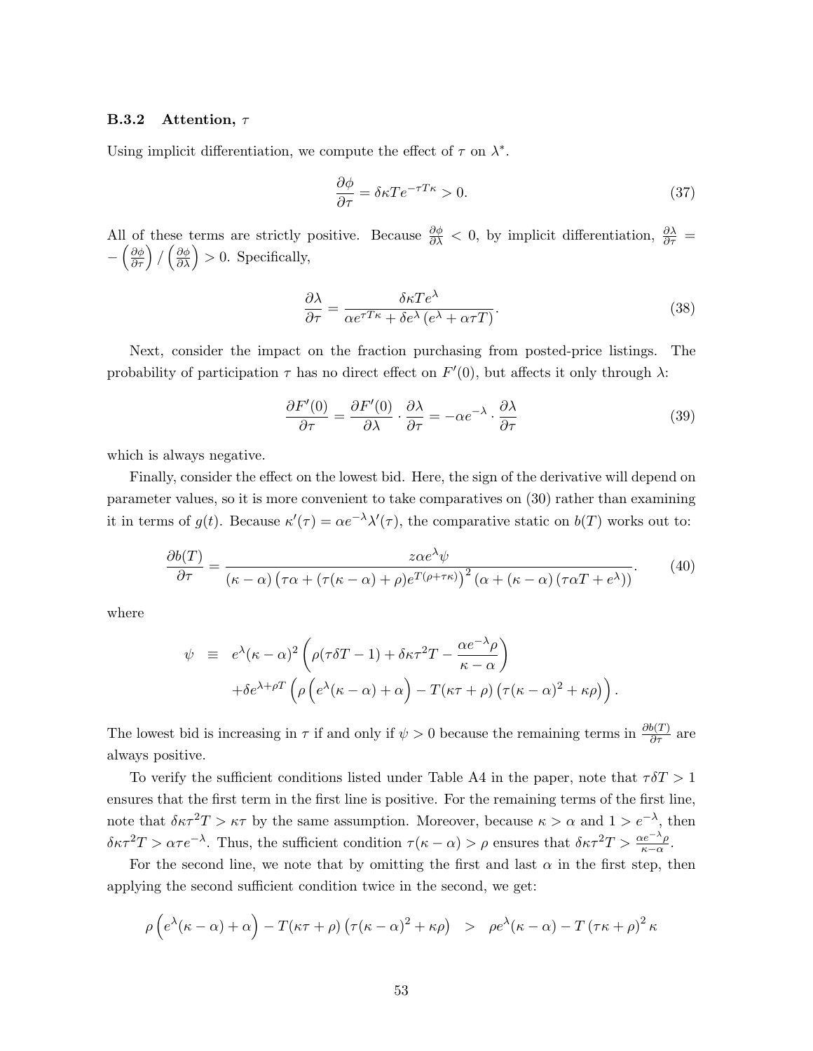### B.3.2 Attention, $\tau$

Using implicit differentiation, we compute the effect of $\tau$ on $\lambda^*$.

$$\frac{\partial \phi}{\partial \tau} = \delta \kappa T e^{-\tau T \kappa} > 0. \tag{37}$$

All of these terms are strictly positive. Because $\frac{\partial \phi}{\partial \lambda} < 0$, by implicit differentiation, $\frac{\partial \lambda}{\partial \tau} = -\left(\frac{\partial \phi}{\partial \tau}\right) / \left(\frac{\partial \phi}{\partial \lambda}\right) > 0$. Specifically,

$$\frac{\partial \lambda}{\partial \tau} = \frac{\delta \kappa T e^{\lambda}}{\alpha e^{\tau T \kappa} + \delta e^{\lambda}\left(e^{\lambda} + \alpha \tau T\right)}. \tag{38}$$

Next, consider the impact on the fraction purchasing from posted-price listings. The probability of participation $\tau$ has no direct effect on $F'(0)$, but affects it only through $\lambda$:

$$\frac{\partial F'(0)}{\partial \tau} = \frac{\partial F'(0)}{\partial \lambda} \cdot \frac{\partial \lambda}{\partial \tau} = -\alpha e^{-\lambda} \cdot \frac{\partial \lambda}{\partial \tau} \tag{39}$$

which is always negative.

Finally, consider the effect on the lowest bid. Here, the sign of the derivative will depend on parameter values, so it is more convenient to take comparatives on (30) rather than examining it in terms of $g(t)$. Because $\kappa'(\tau) = \alpha e^{-\lambda}\lambda'(\tau)$, the comparative static on $b(T)$ works out to:

$$\frac{\partial b(T)}{\partial \tau} = \frac{z \alpha e^{\lambda} \psi}{(\kappa - \alpha)\left(\tau\alpha + (\tau(\kappa-\alpha)+\rho)e^{T(\rho+\tau\kappa)}\right)^2\left(\alpha + (\kappa-\alpha)\left(\tau\alpha T + e^{\lambda}\right)\right)}. \tag{40}$$

where

$$\begin{aligned}
\psi \;\equiv\;& e^{\lambda}(\kappa-\alpha)^2\left(\rho(\tau\delta T - 1) + \delta\kappa\tau^2 T - \frac{\alpha e^{-\lambda}\rho}{\kappa-\alpha}\right) \\
&+ \delta e^{\lambda+\rho T}\left(\rho\left(e^{\lambda}(\kappa-\alpha)+\alpha\right) - T(\kappa\tau+\rho)\left(\tau(\kappa-\alpha)^2+\kappa\rho\right)\right).
\end{aligned}$$

The lowest bid is increasing in $\tau$ if and only if $\psi > 0$ because the remaining terms in $\frac{\partial b(T)}{\partial \tau}$ are always positive.

To verify the sufficient conditions listed under Table A4 in the paper, note that $\tau\delta T > 1$ ensures that the first term in the first line is positive. For the remaining terms of the first line, note that $\delta\kappa\tau^2 T > \kappa\tau$ by the same assumption. Moreover, because $\kappa > \alpha$ and $1 > e^{-\lambda}$, then $\delta\kappa\tau^2 T > \alpha\tau e^{-\lambda}$. Thus, the sufficient condition $\tau(\kappa-\alpha) > \rho$ ensures that $\delta\kappa\tau^2 T > \frac{\alpha e^{-\lambda}\rho}{\kappa-\alpha}$.

For the second line, we note that by omitting the first and last $\alpha$ in the first step, then applying the second sufficient condition twice in the second, we get:

$$\rho\left(e^{\lambda}(\kappa-\alpha)+\alpha\right) - T(\kappa\tau+\rho)\left(\tau(\kappa-\alpha)^2+\kappa\rho\right) \;>\; \rho e^{\lambda}(\kappa-\alpha) - T\left(\tau\kappa+\rho\right)^2\kappa$$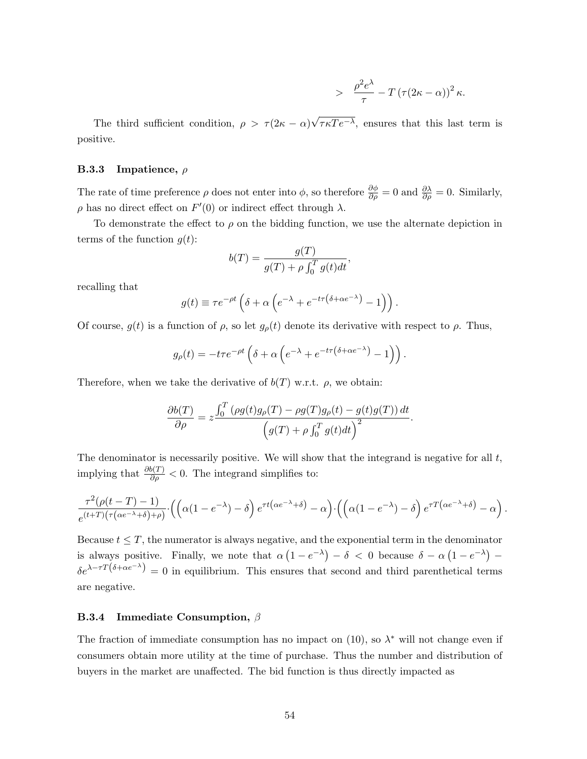$$> \quad \frac{\rho^2 e^{\lambda}}{\tau} - T\left(\tau(2\kappa - \alpha)\right)^2 \kappa.$$

The third sufficient condition, $\rho > \tau(2\kappa - \alpha)\sqrt{\tau\kappa T e^{-\lambda}}$, ensures that this last term is positive.

### B.3.3 Impatience, $\rho$

The rate of time preference $\rho$ does not enter into $\phi$, so therefore $\frac{\partial \phi}{\partial \rho} = 0$ and $\frac{\partial \lambda}{\partial \rho} = 0$. Similarly, $\rho$ has no direct effect on $F'(0)$ or indirect effect through $\lambda$.

To demonstrate the effect to $\rho$ on the bidding function, we use the alternate depiction in terms of the function $g(t)$:

$$b(T) = \frac{g(T)}{g(T) + \rho \int_0^T g(t)dt},$$

recalling that

$$g(t) \equiv \tau e^{-\rho t}\left(\delta + \alpha\left(e^{-\lambda} + e^{-t\tau\left(\delta + \alpha e^{-\lambda}\right)} - 1\right)\right).$$

Of course, $g(t)$ is a function of $\rho$, so let $g_\rho(t)$ denote its derivative with respect to $\rho$. Thus,

$$g_\rho(t) = -t\tau e^{-\rho t}\left(\delta + \alpha\left(e^{-\lambda} + e^{-t\tau\left(\delta + \alpha e^{-\lambda}\right)} - 1\right)\right).$$

Therefore, when we take the derivative of $b(T)$ w.r.t. $\rho$, we obtain:

$$\frac{\partial b(T)}{\partial \rho} = z\frac{\int_0^T \left(\rho g(t) g_\rho(T) - \rho g(T) g_\rho(t) - g(t) g(T)\right) dt}{\left(g(T) + \rho \int_0^T g(t)dt\right)^2}.$$

The denominator is necessarily positive. We will show that the integrand is negative for all $t$, implying that $\frac{\partial b(T)}{\partial \rho} < 0$. The integrand simplifies to:

$$\frac{\tau^2(\rho(t-T)-1)}{e^{(t+T)\left(\tau\left(\alpha e^{-\lambda}+\delta\right)+\rho\right)}} \cdot \left(\left(\alpha(1-e^{-\lambda}) - \delta\right) e^{\tau t\left(\alpha e^{-\lambda}+\delta\right)} - \alpha\right) \cdot \left(\left(\alpha(1-e^{-\lambda}) - \delta\right) e^{\tau T\left(\alpha e^{-\lambda}+\delta\right)} - \alpha\right).$$

Because $t \leq T$, the numerator is always negative, and the exponential term in the denominator is always positive. Finally, we note that $\alpha\left(1 - e^{-\lambda}\right) - \delta < 0$ because $\delta - \alpha\left(1 - e^{-\lambda}\right) - \delta e^{\lambda - \tau T\left(\delta + \alpha e^{-\lambda}\right)} = 0$ in equilibrium. This ensures that second and third parenthetical terms are negative.

### B.3.4 Immediate Consumption, $\beta$

The fraction of immediate consumption has no impact on (10), so $\lambda^*$ will not change even if consumers obtain more utility at the time of purchase. Thus the number and distribution of buyers in the market are unaffected. The bid function is thus directly impacted as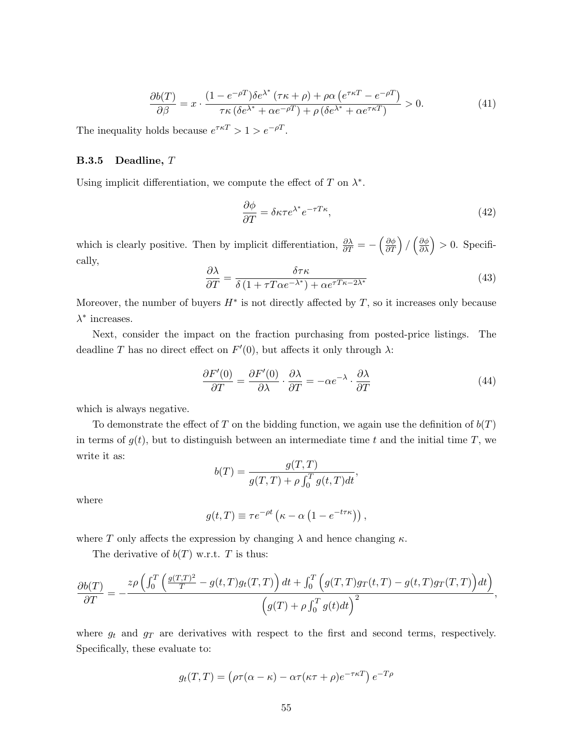$$\frac{\partial b(T)}{\partial \beta} = x \cdot \frac{(1-e^{-\rho T})\delta e^{\lambda^*}(\tau\kappa+\rho)+\rho\alpha\left(e^{\tau\kappa T}-e^{-\rho T}\right)}{\tau\kappa\left(\delta e^{\lambda^*}+\alpha e^{-\rho T}\right)+\rho\left(\delta e^{\lambda^*}+\alpha e^{\tau\kappa T}\right)} > 0. \tag{41}$$

The inequality holds because $e^{\tau\kappa T} > 1 > e^{-\rho T}$.

### B.3.5 Deadline, $T$

Using implicit differentiation, we compute the effect of $T$ on $\lambda^*$.

$$\frac{\partial \phi}{\partial T} = \delta\kappa\tau e^{\lambda^*}e^{-\tau T\kappa}, \tag{42}$$

which is clearly positive. Then by implicit differentiation, $\frac{\partial \lambda}{\partial T} = -\left(\frac{\partial \phi}{\partial T}\right)/\left(\frac{\partial \phi}{\partial \lambda}\right) > 0$. Specifically,

$$\frac{\partial \lambda}{\partial T} = \frac{\delta\tau\kappa}{\delta\left(1+\tau T\alpha e^{-\lambda^*}\right)+\alpha e^{\tau T\kappa - 2\lambda^*}} \tag{43}$$

Moreover, the number of buyers $H^*$ is not directly affected by $T$, so it increases only because $\lambda^*$ increases.

Next, consider the impact on the fraction purchasing from posted-price listings. The deadline $T$ has no direct effect on $F'(0)$, but affects it only through $\lambda$:

$$\frac{\partial F'(0)}{\partial T} = \frac{\partial F'(0)}{\partial \lambda}\cdot\frac{\partial \lambda}{\partial T} = -\alpha e^{-\lambda}\cdot\frac{\partial \lambda}{\partial T} \tag{44}$$

which is always negative.

To demonstrate the effect of $T$ on the bidding function, we again use the definition of $b(T)$ in terms of $g(t)$, but to distinguish between an intermediate time $t$ and the initial time $T$, we write it as:

$$b(T) = \frac{g(T,T)}{g(T,T)+\rho\int_0^T g(t,T)dt},$$

where

$$g(t,T) \equiv \tau e^{-\rho t}\left(\kappa - \alpha\left(1-e^{-t\tau\kappa}\right)\right),$$

where $T$ only affects the expression by changing $\lambda$ and hence changing $\kappa$.

The derivative of $b(T)$ w.r.t. $T$ is thus:

$$\frac{\partial b(T)}{\partial T} = -\frac{z\rho\left(\int_0^T\left(\frac{g(T,T)^2}{T}-g(t,T)g_t(T,T)\right)dt+\int_0^T\left(g(T,T)g_T(t,T)-g(t,T)g_T(T,T)\right)dt\right)}{\left(g(T)+\rho\int_0^T g(t)dt\right)^2},$$

where $g_t$ and $g_T$ are derivatives with respect to the first and second terms, respectively. Specifically, these evaluate to:

$$g_t(T,T) = \left(\rho\tau(\alpha-\kappa)-\alpha\tau(\kappa\tau+\rho)e^{-\tau\kappa T}\right)e^{-T\rho}$$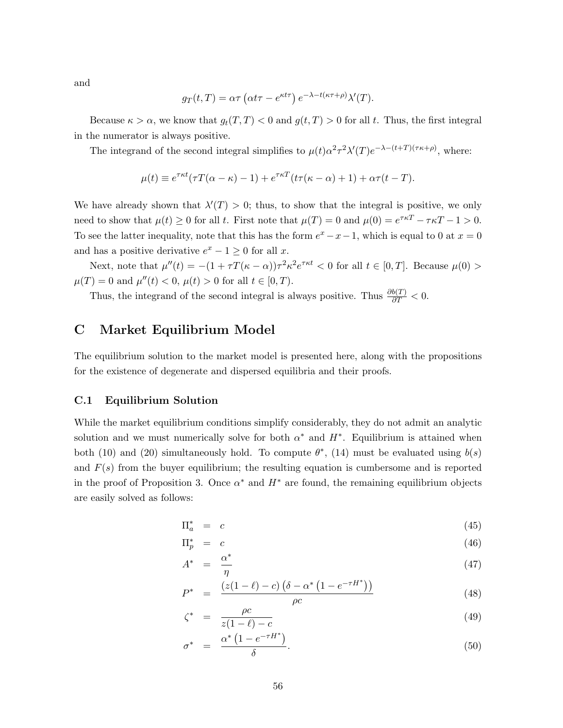and

$$g_T(t,T) = \alpha\tau\left(\alpha t\tau - e^{\kappa t\tau}\right)e^{-\lambda - t(\kappa\tau+\rho)}\lambda'(T).$$

Because $\kappa > \alpha$, we know that $g_t(T,T) < 0$ and $g(t,T) > 0$ for all $t$. Thus, the first integral in the numerator is always positive.

The integrand of the second integral simplifies to $\mu(t)\alpha^2\tau^2\lambda'(T)e^{-\lambda-(t+T)(\tau\kappa+\rho)}$, where:

$$\mu(t) \equiv e^{\tau\kappa t}(\tau T(\alpha-\kappa)-1) + e^{\tau\kappa T}(t\tau(\kappa-\alpha)+1) + \alpha\tau(t-T).$$

We have already shown that $\lambda'(T) > 0$; thus, to show that the integral is positive, we only need to show that $\mu(t) \geq 0$ for all $t$. First note that $\mu(T) = 0$ and $\mu(0) = e^{\tau\kappa T} - \tau\kappa T - 1 > 0$. To see the latter inequality, note that this has the form $e^x - x - 1$, which is equal to 0 at $x = 0$ and has a positive derivative $e^x - 1 \geq 0$ for all $x$.

Next, note that $\mu''(t) = -(1+\tau T(\kappa-\alpha))\tau^2\kappa^2 e^{\tau\kappa t} < 0$ for all $t \in [0,T]$. Because $\mu(0) > \mu(T) = 0$ and $\mu''(t) < 0$, $\mu(t) > 0$ for all $t \in [0,T)$.

Thus, the integrand of the second integral is always positive. Thus $\frac{\partial b(T)}{\partial T} < 0$.

# C Market Equilibrium Model

The equilibrium solution to the market model is presented here, along with the propositions for the existence of degenerate and dispersed equilibria and their proofs.

## C.1 Equilibrium Solution

While the market equilibrium conditions simplify considerably, they do not admit an analytic solution and we must numerically solve for both $\alpha^*$ and $H^*$. Equilibrium is attained when both (10) and (20) simultaneously hold. To compute $\theta^*$, (14) must be evaluated using $b(s)$ and $F(s)$ from the buyer equilibrium; the resulting equation is cumbersome and is reported in the proof of Proposition 3. Once $\alpha^*$ and $H^*$ are found, the remaining equilibrium objects are easily solved as follows:

$$\Pi_a^* = c \tag{45}$$

$$\Pi_p^* = c \tag{46}$$

$$A^* = \frac{\alpha^*}{\eta} \tag{47}$$

$$P^* = \frac{(z(1-\ell)-c)\left(\delta - \alpha^*\left(1-e^{-\tau H^*}\right)\right)}{\rho c} \tag{48}$$

$$\zeta^* = \frac{\rho c}{z(1-\ell)-c} \tag{49}$$

$$\sigma^* = \frac{\alpha^*\left(1-e^{-\tau H^*}\right)}{\delta}. \tag{50}$$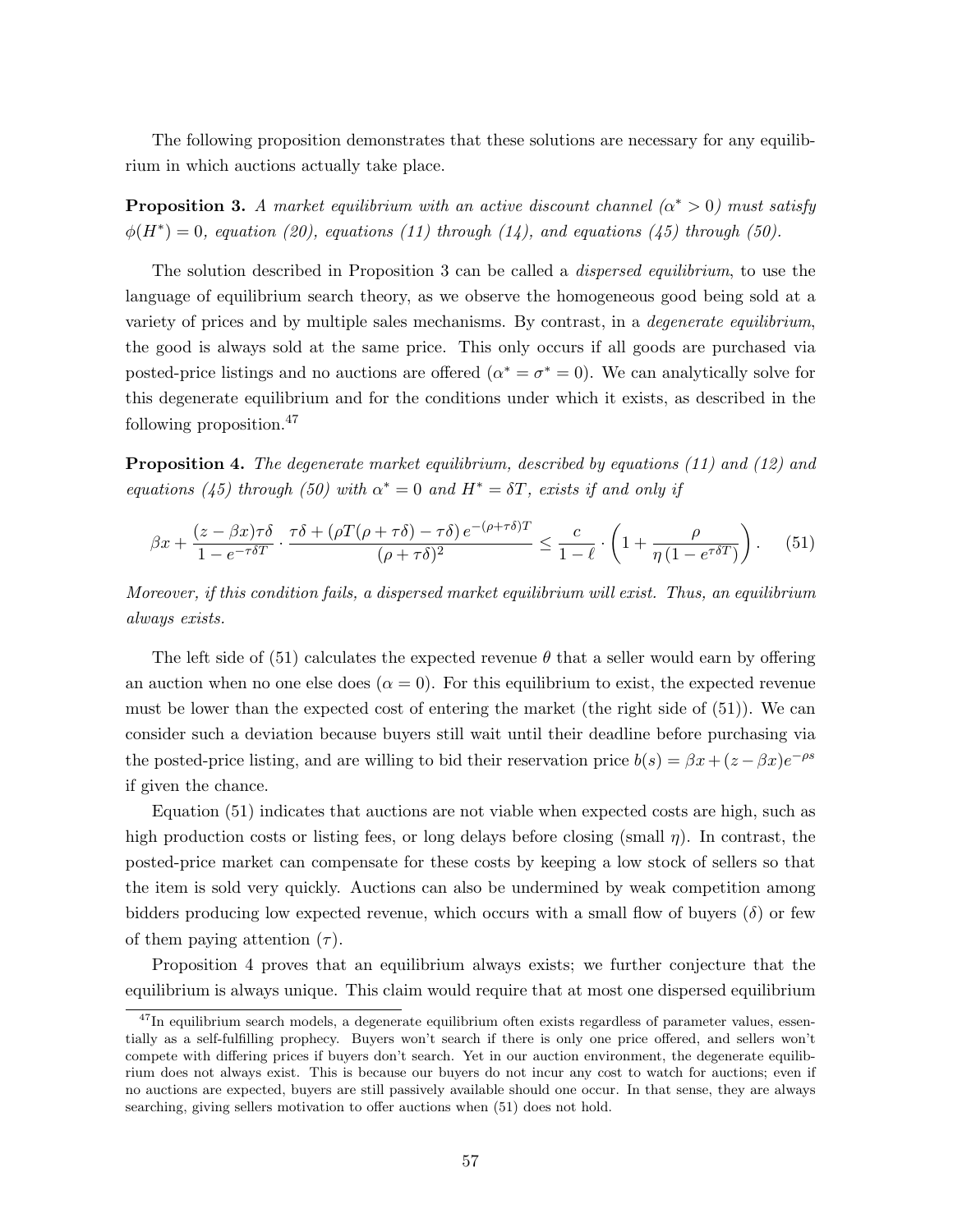The following proposition demonstrates that these solutions are necessary for any equilibrium in which auctions actually take place.

**Proposition 3.** *A market equilibrium with an active discount channel ($\alpha^* > 0$) must satisfy $\phi(H^*) = 0$, equation (20), equations (11) through (14), and equations (45) through (50).*

The solution described in Proposition 3 can be called a *dispersed equilibrium*, to use the language of equilibrium search theory, as we observe the homogeneous good being sold at a variety of prices and by multiple sales mechanisms. By contrast, in a *degenerate equilibrium*, the good is always sold at the same price. This only occurs if all goods are purchased via posted-price listings and no auctions are offered ($\alpha^* = \sigma^* = 0$). We can analytically solve for this degenerate equilibrium and for the conditions under which it exists, as described in the following proposition.[47]

**Proposition 4.** *The degenerate market equilibrium, described by equations (11) and (12) and equations (45) through (50) with $\alpha^* = 0$ and $H^* = \delta T$, exists if and only if*

$$\beta x + \frac{(z-\beta x)\tau\delta}{1-e^{-\tau\delta T}} \cdot \frac{\tau\delta + (\rho T(\rho+\tau\delta) - \tau\delta)\, e^{-(\rho+\tau\delta)T}}{(\rho+\tau\delta)^2} \leq \frac{c}{1-\ell} \cdot \left(1 + \frac{\rho}{\eta\,(1-e^{\tau\delta T})}\right). \tag{51}$$

*Moreover, if this condition fails, a dispersed market equilibrium will exist. Thus, an equilibrium always exists.*

The left side of (51) calculates the expected revenue $\theta$ that a seller would earn by offering an auction when no one else does ($\alpha = 0$). For this equilibrium to exist, the expected revenue must be lower than the expected cost of entering the market (the right side of (51)). We can consider such a deviation because buyers still wait until their deadline before purchasing via the posted-price listing, and are willing to bid their reservation price $b(s) = \beta x + (z - \beta x)e^{-\rho s}$ if given the chance.

Equation (51) indicates that auctions are not viable when expected costs are high, such as high production costs or listing fees, or long delays before closing (small $\eta$). In contrast, the posted-price market can compensate for these costs by keeping a low stock of sellers so that the item is sold very quickly. Auctions can also be undermined by weak competition among bidders producing low expected revenue, which occurs with a small flow of buyers ($\delta$) or few of them paying attention ($\tau$).

Proposition 4 proves that an equilibrium always exists; we further conjecture that the equilibrium is always unique. This claim would require that at most one dispersed equilibrium

[47] In equilibrium search models, a degenerate equilibrium often exists regardless of parameter values, essentially as a self-fulfilling prophecy. Buyers won't search if there is only one price offered, and sellers won't compete with differing prices if buyers don't search. Yet in our auction environment, the degenerate equilibrium does not always exist. This is because our buyers do not incur any cost to watch for auctions; even if no auctions are expected, buyers are still passively available should one occur. In that sense, they are always searching, giving sellers motivation to offer auctions when (51) does not hold.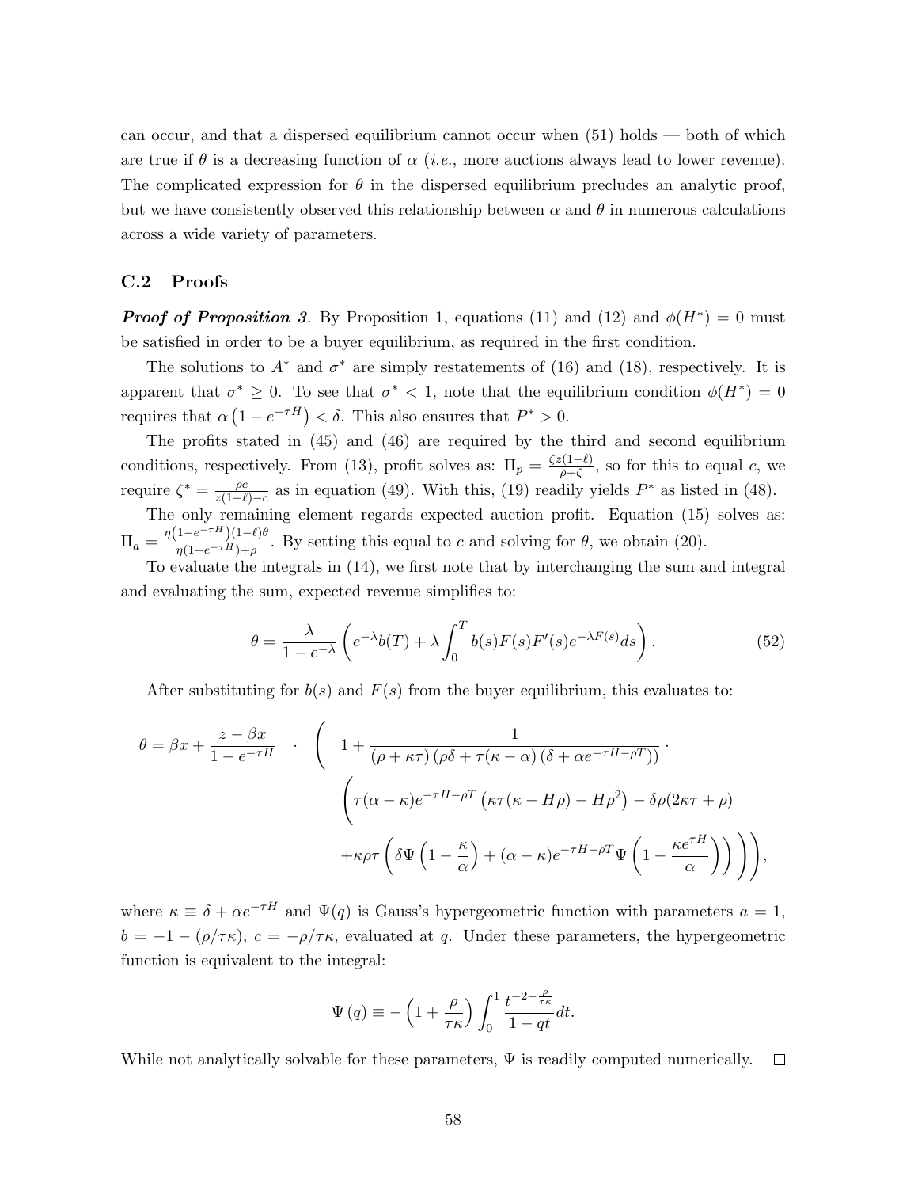can occur, and that a dispersed equilibrium cannot occur when (51) holds — both of which are true if $\theta$ is a decreasing function of $\alpha$ (*i.e.*, more auctions always lead to lower revenue). The complicated expression for $\theta$ in the dispersed equilibrium precludes an analytic proof, but we have consistently observed this relationship between $\alpha$ and $\theta$ in numerous calculations across a wide variety of parameters.

## C.2 Proofs

***Proof of Proposition 3*.** By Proposition 1, equations (11) and (12) and $\phi(H^*) = 0$ must be satisfied in order to be a buyer equilibrium, as required in the first condition.

The solutions to $A^*$ and $\sigma^*$ are simply restatements of (16) and (18), respectively. It is apparent that $\sigma^* \geq 0$. To see that $\sigma^* < 1$, note that the equilibrium condition $\phi(H^*) = 0$ requires that $\alpha\left(1 - e^{-\tau H}\right) < \delta$. This also ensures that $P^* > 0$.

The profits stated in (45) and (46) are required by the third and second equilibrium conditions, respectively. From (13), profit solves as: $\Pi_p = \frac{\zeta z(1-\ell)}{\rho+\zeta}$, so for this to equal $c$, we require $\zeta^* = \frac{\rho c}{z(1-\ell)-c}$ as in equation (49). With this, (19) readily yields $P^*$ as listed in (48).

The only remaining element regards expected auction profit. Equation (15) solves as: $\Pi_a = \frac{\eta\left(1-e^{-\tau H}\right)(1-\ell)\theta}{\eta(1-e^{-\tau H})+\rho}$. By setting this equal to $c$ and solving for $\theta$, we obtain (20).

To evaluate the integrals in (14), we first note that by interchanging the sum and integral and evaluating the sum, expected revenue simplifies to:

$$\theta = \frac{\lambda}{1-e^{-\lambda}}\left(e^{-\lambda}b(T) + \lambda\int_0^T b(s)F(s)F'(s)e^{-\lambda F(s)}ds\right). \tag{52}$$

After substituting for $b(s)$ and $F(s)$ from the buyer equilibrium, this evaluates to:

$$\begin{aligned}\theta = \beta x + \frac{z-\beta x}{1-e^{-\tau H}} \quad \cdot \quad \Bigg( \quad & 1 + \frac{1}{(\rho+\kappa\tau)\left(\rho\delta + \tau(\kappa-\alpha)\left(\delta + \alpha e^{-\tau H-\rho T}\right)\right)} \cdot \\ & \Bigg(\tau(\alpha-\kappa)e^{-\tau H-\rho T}\left(\kappa\tau(\kappa - H\rho) - H\rho^2\right) - \delta\rho(2\kappa\tau+\rho) \\ & + \kappa\rho\tau\left(\delta\Psi\left(1-\frac{\kappa}{\alpha}\right) + (\alpha-\kappa)e^{-\tau H-\rho T}\Psi\left(1-\frac{\kappa e^{\tau H}}{\alpha}\right)\right)\Bigg)\Bigg),\end{aligned}$$

where $\kappa \equiv \delta + \alpha e^{-\tau H}$ and $\Psi(q)$ is Gauss's hypergeometric function with parameters $a = 1$, $b = -1-(\rho/\tau\kappa)$, $c = -\rho/\tau\kappa$, evaluated at $q$. Under these parameters, the hypergeometric function is equivalent to the integral:

$$\Psi(q) \equiv -\left(1+\frac{\rho}{\tau\kappa}\right)\int_0^1 \frac{t^{-2-\frac{\rho}{\tau\kappa}}}{1-qt}dt.$$

While not analytically solvable for these parameters, $\Psi$ is readily computed numerically. $\square$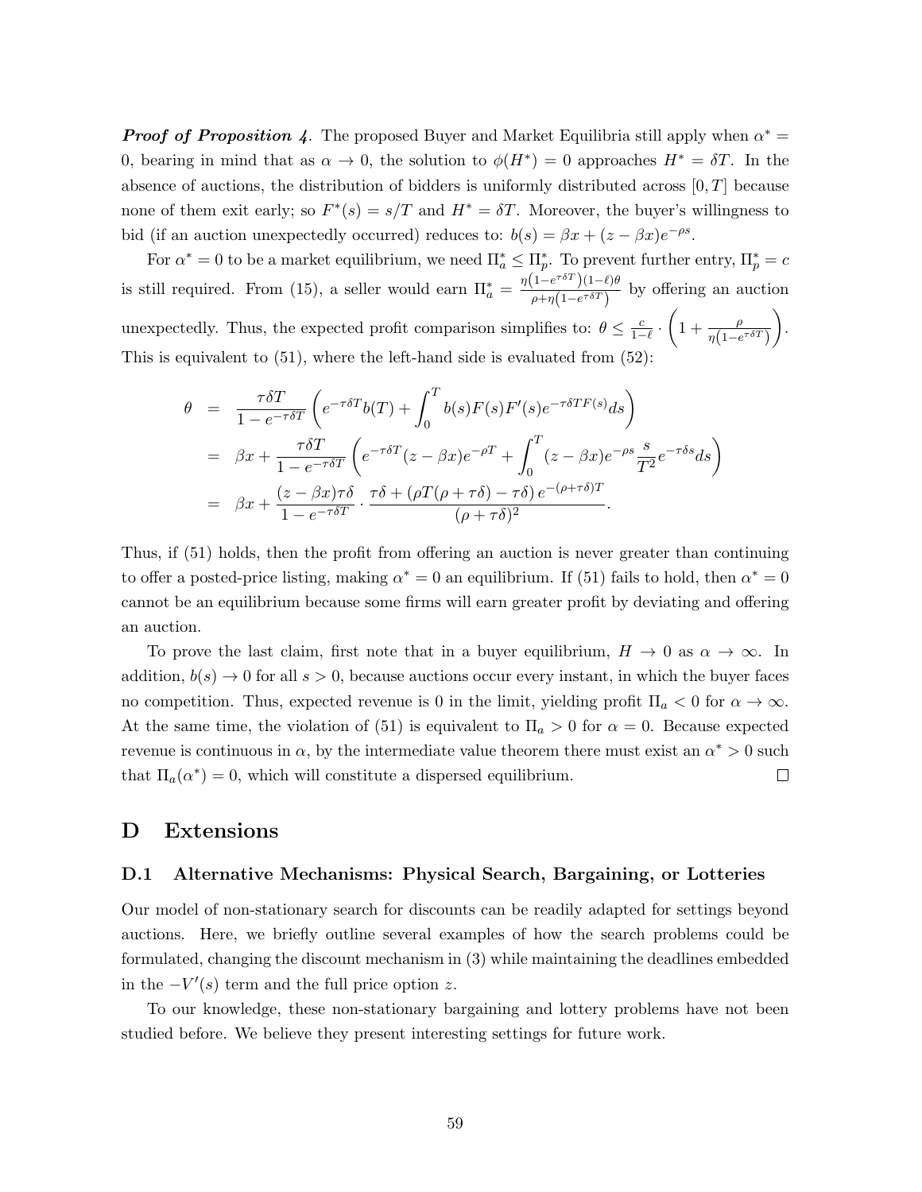***Proof of Proposition 4.*** The proposed Buyer and Market Equilibria still apply when $\alpha^* = 0$, bearing in mind that as $\alpha \to 0$, the solution to $\phi(H^*) = 0$ approaches $H^* = \delta T$. In the absence of auctions, the distribution of bidders is uniformly distributed across $[0, T]$ because none of them exit early; so $F^*(s) = s/T$ and $H^* = \delta T$. Moreover, the buyer's willingness to bid (if an auction unexpectedly occurred) reduces to: $b(s) = \beta x + (z - \beta x)e^{-\rho s}$.

For $\alpha^* = 0$ to be a market equilibrium, we need $\Pi_a^* \leq \Pi_p^*$. To prevent further entry, $\Pi_p^* = c$ is still required. From (15), a seller would earn $\Pi_a^* = \frac{\eta\left(1-e^{\tau\delta T}\right)(1-\ell)\theta}{\rho+\eta\left(1-e^{\tau\delta T}\right)}$ by offering an auction unexpectedly. Thus, the expected profit comparison simplifies to: $\theta \leq \frac{c}{1-\ell} \cdot \left(1 + \frac{\rho}{\eta\left(1-e^{\tau\delta T}\right)}\right)$. This is equivalent to (51), where the left-hand side is evaluated from (52):

$$
\begin{aligned}
\theta &= \frac{\tau\delta T}{1-e^{-\tau\delta T}}\left(e^{-\tau\delta T}b(T) + \int_0^T b(s)F(s)F'(s)e^{-\tau\delta T F(s)}ds\right) \\
&= \beta x + \frac{\tau\delta T}{1-e^{-\tau\delta T}}\left(e^{-\tau\delta T}(z-\beta x)e^{-\rho T} + \int_0^T (z-\beta x)e^{-\rho s}\frac{s}{T^2}e^{-\tau\delta s}ds\right) \\
&= \beta x + \frac{(z-\beta x)\tau\delta}{1-e^{-\tau\delta T}} \cdot \frac{\tau\delta + \left(\rho T(\rho+\tau\delta) - \tau\delta\right)e^{-(\rho+\tau\delta)T}}{(\rho+\tau\delta)^2}.
\end{aligned}
$$

Thus, if (51) holds, then the profit from offering an auction is never greater than continuing to offer a posted-price listing, making $\alpha^* = 0$ an equilibrium. If (51) fails to hold, then $\alpha^* = 0$ cannot be an equilibrium because some firms will earn greater profit by deviating and offering an auction.

To prove the last claim, first note that in a buyer equilibrium, $H \to 0$ as $\alpha \to \infty$. In addition, $b(s) \to 0$ for all $s > 0$, because auctions occur every instant, in which the buyer faces no competition. Thus, expected revenue is 0 in the limit, yielding profit $\Pi_a < 0$ for $\alpha \to \infty$. At the same time, the violation of (51) is equivalent to $\Pi_a > 0$ for $\alpha = 0$. Because expected revenue is continuous in $\alpha$, by the intermediate value theorem there must exist an $\alpha^* > 0$ such that $\Pi_a(\alpha^*) = 0$, which will constitute a dispersed equilibrium. □

# D Extensions

## D.1 Alternative Mechanisms: Physical Search, Bargaining, or Lotteries

Our model of non-stationary search for discounts can be readily adapted for settings beyond auctions. Here, we briefly outline several examples of how the search problems could be formulated, changing the discount mechanism in (3) while maintaining the deadlines embedded in the $-V'(s)$ term and the full price option $z$.

To our knowledge, these non-stationary bargaining and lottery problems have not been studied before. We believe they present interesting settings for future work.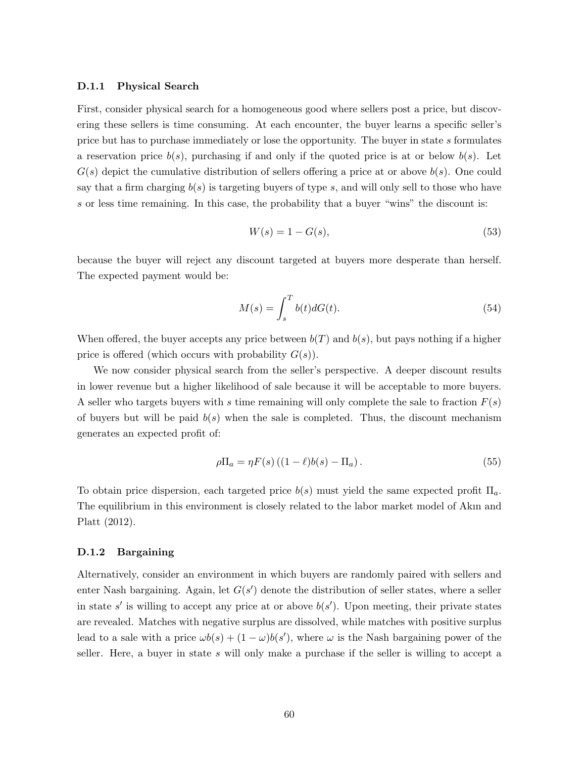#### D.1.1 Physical Search

First, consider physical search for a homogeneous good where sellers post a price, but discovering these sellers is time consuming. At each encounter, the buyer learns a specific seller's price but has to purchase immediately or lose the opportunity. The buyer in state $s$ formulates a reservation price $b(s)$, purchasing if and only if the quoted price is at or below $b(s)$. Let $G(s)$ depict the cumulative distribution of sellers offering a price at or above $b(s)$. One could say that a firm charging $b(s)$ is targeting buyers of type $s$, and will only sell to those who have $s$ or less time remaining. In this case, the probability that a buyer "wins" the discount is:

$$W(s) = 1 - G(s), \tag{53}$$

because the buyer will reject any discount targeted at buyers more desperate than herself. The expected payment would be:

$$M(s) = \int_{s}^{T} b(t)dG(t). \tag{54}$$

When offered, the buyer accepts any price between $b(T)$ and $b(s)$, but pays nothing if a higher price is offered (which occurs with probability $G(s)$).

We now consider physical search from the seller's perspective. A deeper discount results in lower revenue but a higher likelihood of sale because it will be acceptable to more buyers. A seller who targets buyers with $s$ time remaining will only complete the sale to fraction $F(s)$ of buyers but will be paid $b(s)$ when the sale is completed. Thus, the discount mechanism generates an expected profit of:

$$\rho \Pi_a = \eta F(s) \left( (1 - \ell) b(s) - \Pi_a \right). \tag{55}$$

To obtain price dispersion, each targeted price $b(s)$ must yield the same expected profit $\Pi_a$. The equilibrium in this environment is closely related to the labor market model of Akın and Platt (2012).

#### D.1.2 Bargaining

Alternatively, consider an environment in which buyers are randomly paired with sellers and enter Nash bargaining. Again, let $G(s')$ denote the distribution of seller states, where a seller in state $s'$ is willing to accept any price at or above $b(s')$. Upon meeting, their private states are revealed. Matches with negative surplus are dissolved, while matches with positive surplus lead to a sale with a price $\omega b(s) + (1 - \omega) b(s')$, where $\omega$ is the Nash bargaining power of the seller. Here, a buyer in state $s$ will only make a purchase if the seller is willing to accept a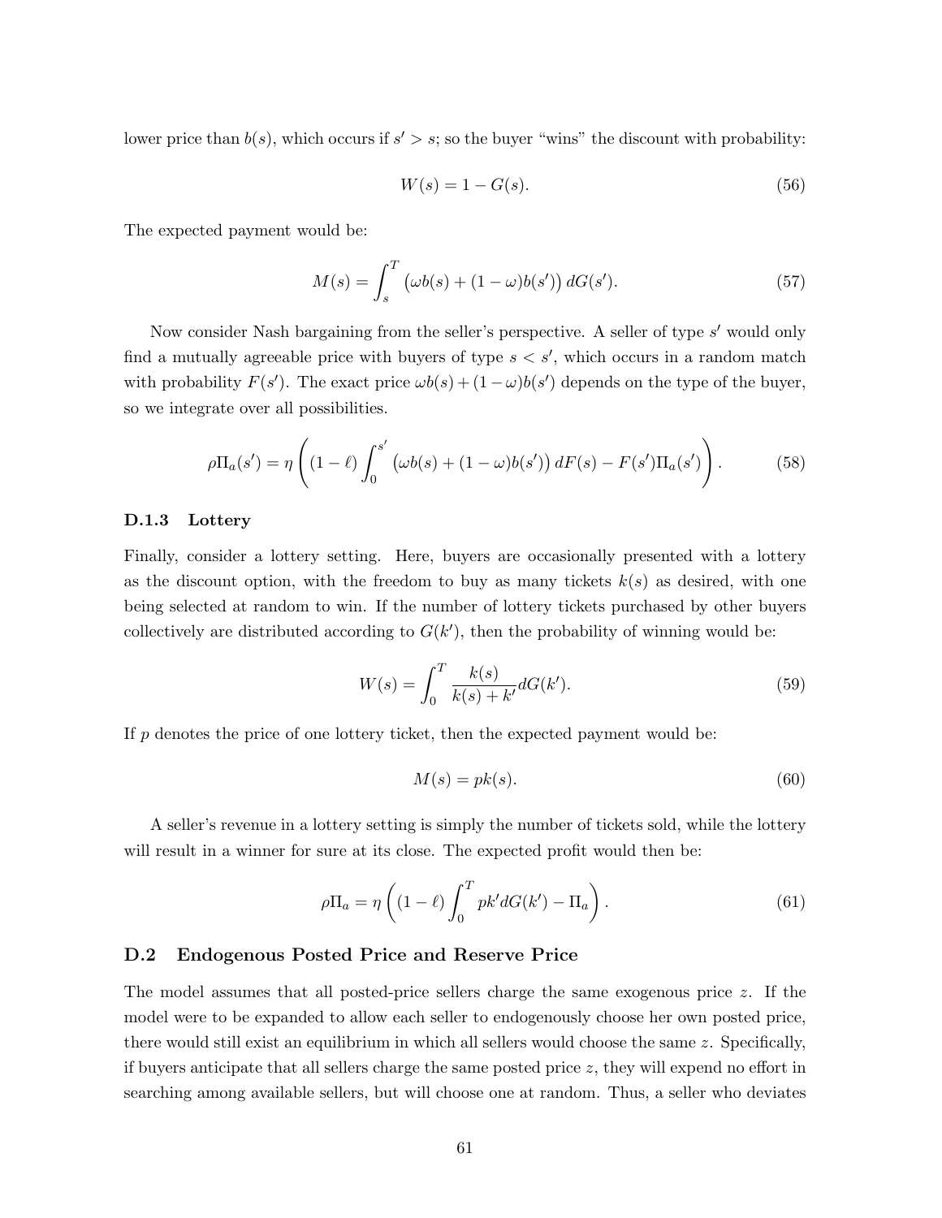lower price than $b(s)$, which occurs if $s' > s$; so the buyer "wins" the discount with probability:

$$W(s) = 1 - G(s). \tag{56}$$

The expected payment would be:

$$M(s) = \int_s^T \left(\omega b(s) + (1-\omega)b(s')\right) dG(s'). \tag{57}$$

Now consider Nash bargaining from the seller's perspective. A seller of type $s'$ would only find a mutually agreeable price with buyers of type $s < s'$, which occurs in a random match with probability $F(s')$. The exact price $\omega b(s) + (1-\omega)b(s')$ depends on the type of the buyer, so we integrate over all possibilities.

$$\rho\Pi_a(s') = \eta\left((1-\ell)\int_0^{s'} \left(\omega b(s) + (1-\omega)b(s')\right) dF(s) - F(s')\Pi_a(s')\right). \tag{58}$$

### D.1.3 Lottery

Finally, consider a lottery setting. Here, buyers are occasionally presented with a lottery as the discount option, with the freedom to buy as many tickets $k(s)$ as desired, with one being selected at random to win. If the number of lottery tickets purchased by other buyers collectively are distributed according to $G(k')$, then the probability of winning would be:

$$W(s) = \int_0^T \frac{k(s)}{k(s) + k'} dG(k'). \tag{59}$$

If $p$ denotes the price of one lottery ticket, then the expected payment would be:

$$M(s) = pk(s). \tag{60}$$

A seller's revenue in a lottery setting is simply the number of tickets sold, while the lottery will result in a winner for sure at its close. The expected profit would then be:

$$\rho\Pi_a = \eta\left((1-\ell)\int_0^T pk' dG(k') - \Pi_a\right). \tag{61}$$

## D.2 Endogenous Posted Price and Reserve Price

The model assumes that all posted-price sellers charge the same exogenous price $z$. If the model were to be expanded to allow each seller to endogenously choose her own posted price, there would still exist an equilibrium in which all sellers would choose the same $z$. Specifically, if buyers anticipate that all sellers charge the same posted price $z$, they will expend no effort in searching among available sellers, but will choose one at random. Thus, a seller who deviates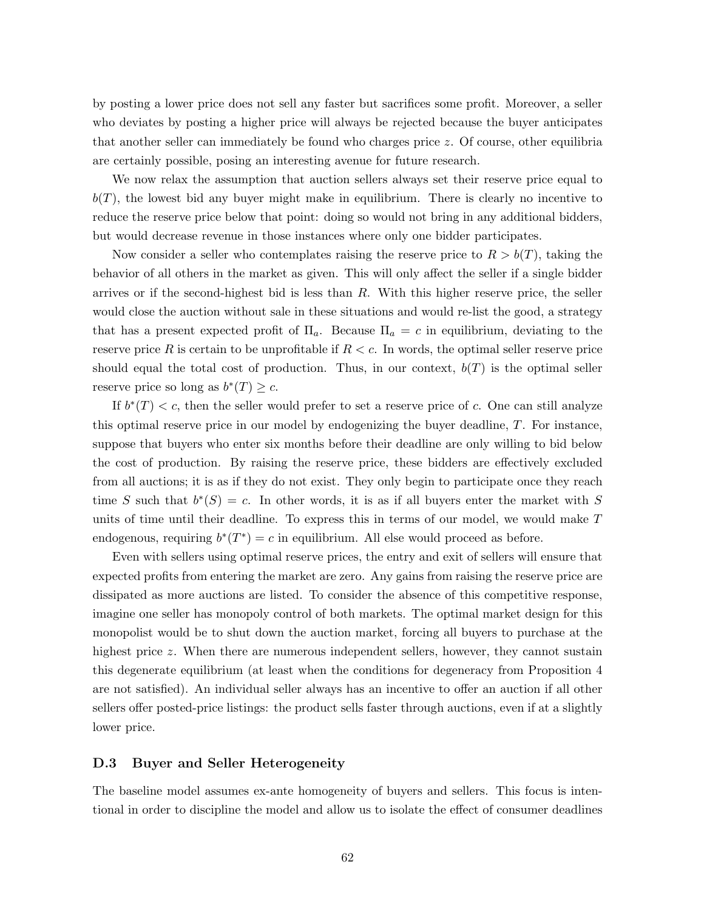by posting a lower price does not sell any faster but sacrifices some profit. Moreover, a seller who deviates by posting a higher price will always be rejected because the buyer anticipates that another seller can immediately be found who charges price $z$. Of course, other equilibria are certainly possible, posing an interesting avenue for future research.

We now relax the assumption that auction sellers always set their reserve price equal to $b(T)$, the lowest bid any buyer might make in equilibrium. There is clearly no incentive to reduce the reserve price below that point: doing so would not bring in any additional bidders, but would decrease revenue in those instances where only one bidder participates.

Now consider a seller who contemplates raising the reserve price to $R > b(T)$, taking the behavior of all others in the market as given. This will only affect the seller if a single bidder arrives or if the second-highest bid is less than $R$. With this higher reserve price, the seller would close the auction without sale in these situations and would re-list the good, a strategy that has a present expected profit of $\Pi_a$. Because $\Pi_a = c$ in equilibrium, deviating to the reserve price $R$ is certain to be unprofitable if $R < c$. In words, the optimal seller reserve price should equal the total cost of production. Thus, in our context, $b(T)$ is the optimal seller reserve price so long as $b^*(T) \geq c$.

If $b^*(T) < c$, then the seller would prefer to set a reserve price of $c$. One can still analyze this optimal reserve price in our model by endogenizing the buyer deadline, $T$. For instance, suppose that buyers who enter six months before their deadline are only willing to bid below the cost of production. By raising the reserve price, these bidders are effectively excluded from all auctions; it is as if they do not exist. They only begin to participate once they reach time $S$ such that $b^*(S) = c$. In other words, it is as if all buyers enter the market with $S$ units of time until their deadline. To express this in terms of our model, we would make $T$ endogenous, requiring $b^*(T^*) = c$ in equilibrium. All else would proceed as before.

Even with sellers using optimal reserve prices, the entry and exit of sellers will ensure that expected profits from entering the market are zero. Any gains from raising the reserve price are dissipated as more auctions are listed. To consider the absence of this competitive response, imagine one seller has monopoly control of both markets. The optimal market design for this monopolist would be to shut down the auction market, forcing all buyers to purchase at the highest price $z$. When there are numerous independent sellers, however, they cannot sustain this degenerate equilibrium (at least when the conditions for degeneracy from Proposition 4 are not satisfied). An individual seller always has an incentive to offer an auction if all other sellers offer posted-price listings: the product sells faster through auctions, even if at a slightly lower price.

### D.3 Buyer and Seller Heterogeneity

The baseline model assumes ex-ante homogeneity of buyers and sellers. This focus is intentional in order to discipline the model and allow us to isolate the effect of consumer deadlines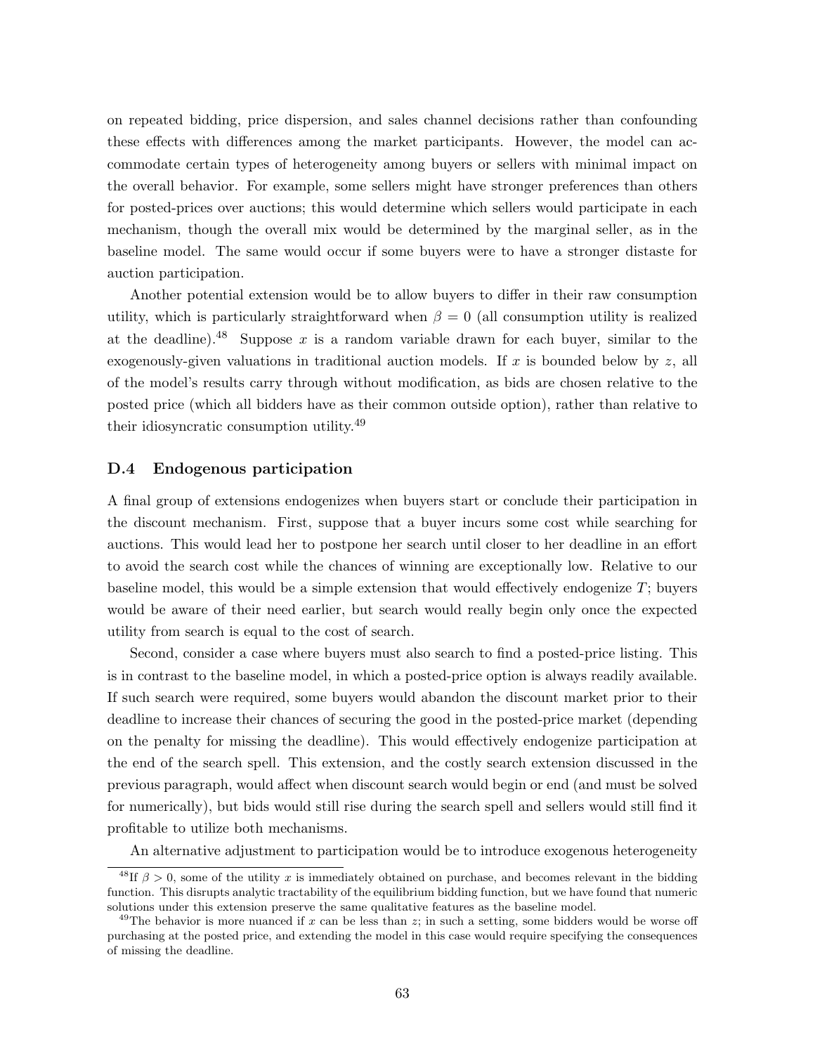on repeated bidding, price dispersion, and sales channel decisions rather than confounding these effects with differences among the market participants. However, the model can accommodate certain types of heterogeneity among buyers or sellers with minimal impact on the overall behavior. For example, some sellers might have stronger preferences than others for posted-prices over auctions; this would determine which sellers would participate in each mechanism, though the overall mix would be determined by the marginal seller, as in the baseline model. The same would occur if some buyers were to have a stronger distaste for auction participation.

Another potential extension would be to allow buyers to differ in their raw consumption utility, which is particularly straightforward when $\beta = 0$ (all consumption utility is realized at the deadline).[48] Suppose $x$ is a random variable drawn for each buyer, similar to the exogenously-given valuations in traditional auction models. If $x$ is bounded below by $z$, all of the model's results carry through without modification, as bids are chosen relative to the posted price (which all bidders have as their common outside option), rather than relative to their idiosyncratic consumption utility.[49]

### D.4 Endogenous participation

A final group of extensions endogenizes when buyers start or conclude their participation in the discount mechanism. First, suppose that a buyer incurs some cost while searching for auctions. This would lead her to postpone her search until closer to her deadline in an effort to avoid the search cost while the chances of winning are exceptionally low. Relative to our baseline model, this would be a simple extension that would effectively endogenize $T$; buyers would be aware of their need earlier, but search would really begin only once the expected utility from search is equal to the cost of search.

Second, consider a case where buyers must also search to find a posted-price listing. This is in contrast to the baseline model, in which a posted-price option is always readily available. If such search were required, some buyers would abandon the discount market prior to their deadline to increase their chances of securing the good in the posted-price market (depending on the penalty for missing the deadline). This would effectively endogenize participation at the end of the search spell. This extension, and the costly search extension discussed in the previous paragraph, would affect when discount search would begin or end (and must be solved for numerically), but bids would still rise during the search spell and sellers would still find it profitable to utilize both mechanisms.

An alternative adjustment to participation would be to introduce exogenous heterogeneity

[48] If $\beta > 0$, some of the utility $x$ is immediately obtained on purchase, and becomes relevant in the bidding function. This disrupts analytic tractability of the equilibrium bidding function, but we have found that numeric solutions under this extension preserve the same qualitative features as the baseline model.

[49] The behavior is more nuanced if $x$ can be less than $z$; in such a setting, some bidders would be worse off purchasing at the posted price, and extending the model in this case would require specifying the consequences of missing the deadline.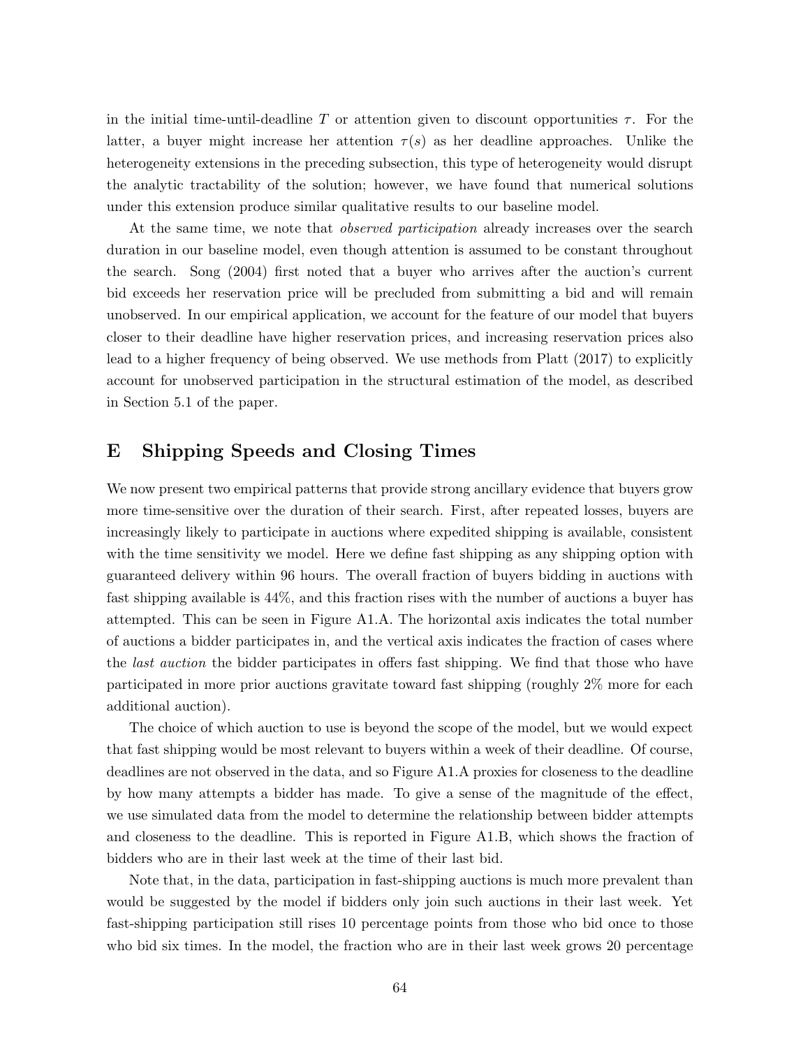in the initial time-until-deadline $T$ or attention given to discount opportunities $\tau$. For the latter, a buyer might increase her attention $\tau(s)$ as her deadline approaches. Unlike the heterogeneity extensions in the preceding subsection, this type of heterogeneity would disrupt the analytic tractability of the solution; however, we have found that numerical solutions under this extension produce similar qualitative results to our baseline model.

At the same time, we note that *observed participation* already increases over the search duration in our baseline model, even though attention is assumed to be constant throughout the search. Song (2004) first noted that a buyer who arrives after the auction's current bid exceeds her reservation price will be precluded from submitting a bid and will remain unobserved. In our empirical application, we account for the feature of our model that buyers closer to their deadline have higher reservation prices, and increasing reservation prices also lead to a higher frequency of being observed. We use methods from Platt (2017) to explicitly account for unobserved participation in the structural estimation of the model, as described in Section 5.1 of the paper.

# E Shipping Speeds and Closing Times

We now present two empirical patterns that provide strong ancillary evidence that buyers grow more time-sensitive over the duration of their search. First, after repeated losses, buyers are increasingly likely to participate in auctions where expedited shipping is available, consistent with the time sensitivity we model. Here we define fast shipping as any shipping option with guaranteed delivery within 96 hours. The overall fraction of buyers bidding in auctions with fast shipping available is 44%, and this fraction rises with the number of auctions a buyer has attempted. This can be seen in Figure A1.A. The horizontal axis indicates the total number of auctions a bidder participates in, and the vertical axis indicates the fraction of cases where the *last auction* the bidder participates in offers fast shipping. We find that those who have participated in more prior auctions gravitate toward fast shipping (roughly 2% more for each additional auction).

The choice of which auction to use is beyond the scope of the model, but we would expect that fast shipping would be most relevant to buyers within a week of their deadline. Of course, deadlines are not observed in the data, and so Figure A1.A proxies for closeness to the deadline by how many attempts a bidder has made. To give a sense of the magnitude of the effect, we use simulated data from the model to determine the relationship between bidder attempts and closeness to the deadline. This is reported in Figure A1.B, which shows the fraction of bidders who are in their last week at the time of their last bid.

Note that, in the data, participation in fast-shipping auctions is much more prevalent than would be suggested by the model if bidders only join such auctions in their last week. Yet fast-shipping participation still rises 10 percentage points from those who bid once to those who bid six times. In the model, the fraction who are in their last week grows 20 percentage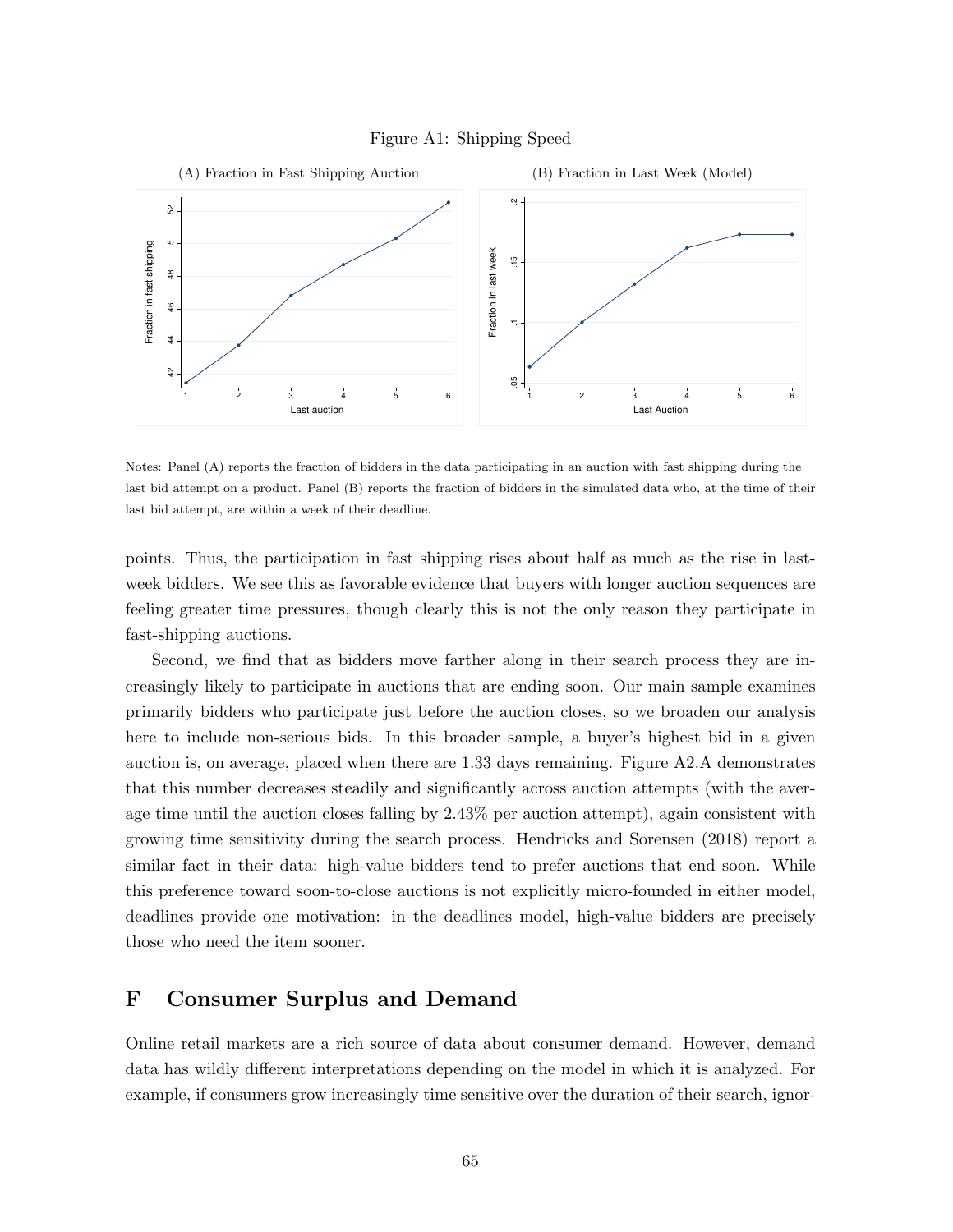Figure A1: Shipping Speed

(A) Fraction in Fast Shipping Auction

(B) Fraction in Last Week (Model)

Notes: Panel (A) reports the fraction of bidders in the data participating in an auction with fast shipping during the last bid attempt on a product. Panel (B) reports the fraction of bidders in the simulated data who, at the time of their last bid attempt, are within a week of their deadline.

points. Thus, the participation in fast shipping rises about half as much as the rise in last-week bidders. We see this as favorable evidence that buyers with longer auction sequences are feeling greater time pressures, though clearly this is not the only reason they participate in fast-shipping auctions.

Second, we find that as bidders move farther along in their search process they are increasingly likely to participate in auctions that are ending soon. Our main sample examines primarily bidders who participate just before the auction closes, so we broaden our analysis here to include non-serious bids. In this broader sample, a buyer's highest bid in a given auction is, on average, placed when there are 1.33 days remaining. Figure A2.A demonstrates that this number decreases steadily and significantly across auction attempts (with the average time until the auction closes falling by 2.43% per auction attempt), again consistent with growing time sensitivity during the search process. Hendricks and Sorensen (2018) report a similar fact in their data: high-value bidders tend to prefer auctions that end soon. While this preference toward soon-to-close auctions is not explicitly micro-founded in either model, deadlines provide one motivation: in the deadlines model, high-value bidders are precisely those who need the item sooner.

## F Consumer Surplus and Demand

Online retail markets are a rich source of data about consumer demand. However, demand data has wildly different interpretations depending on the model in which it is analyzed. For example, if consumers grow increasingly time sensitive over the duration of their search, ignor-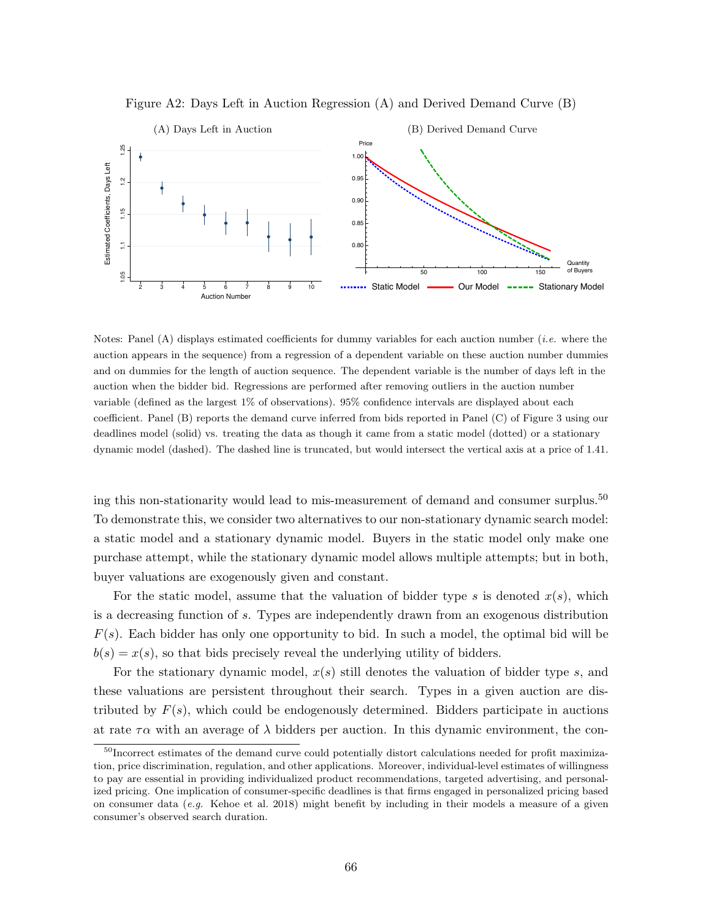Figure A2: Days Left in Auction Regression (A) and Derived Demand Curve (B)

Notes: Panel (A) displays estimated coefficients for dummy variables for each auction number (*i.e.* where the auction appears in the sequence) from a regression of a dependent variable on these auction number dummies and on dummies for the length of auction sequence. The dependent variable is the number of days left in the auction when the bidder bid. Regressions are performed after removing outliers in the auction number variable (defined as the largest 1% of observations). 95% confidence intervals are displayed about each coefficient. Panel (B) reports the demand curve inferred from bids reported in Panel (C) of Figure 3 using our deadlines model (solid) vs. treating the data as though it came from a static model (dotted) or a stationary dynamic model (dashed). The dashed line is truncated, but would intersect the vertical axis at a price of 1.41.

ing this non-stationarity would lead to mis-measurement of demand and consumer surplus.[50] To demonstrate this, we consider two alternatives to our non-stationary dynamic search model: a static model and a stationary dynamic model. Buyers in the static model only make one purchase attempt, while the stationary dynamic model allows multiple attempts; but in both, buyer valuations are exogenously given and constant.

For the static model, assume that the valuation of bidder type $s$ is denoted $x(s)$, which is a decreasing function of $s$. Types are independently drawn from an exogenous distribution $F(s)$. Each bidder has only one opportunity to bid. In such a model, the optimal bid will be $b(s) = x(s)$, so that bids precisely reveal the underlying utility of bidders.

For the stationary dynamic model, $x(s)$ still denotes the valuation of bidder type $s$, and these valuations are persistent throughout their search. Types in a given auction are distributed by $F(s)$, which could be endogenously determined. Bidders participate in auctions at rate $\tau\alpha$ with an average of $\lambda$ bidders per auction. In this dynamic environment, the con-

[50] Incorrect estimates of the demand curve could potentially distort calculations needed for profit maximization, price discrimination, regulation, and other applications. Moreover, individual-level estimates of willingness to pay are essential in providing individualized product recommendations, targeted advertising, and personalized pricing. One implication of consumer-specific deadlines is that firms engaged in personalized pricing based on consumer data (*e.g.* Kehoe et al. 2018) might benefit by including in their models a measure of a given consumer's observed search duration.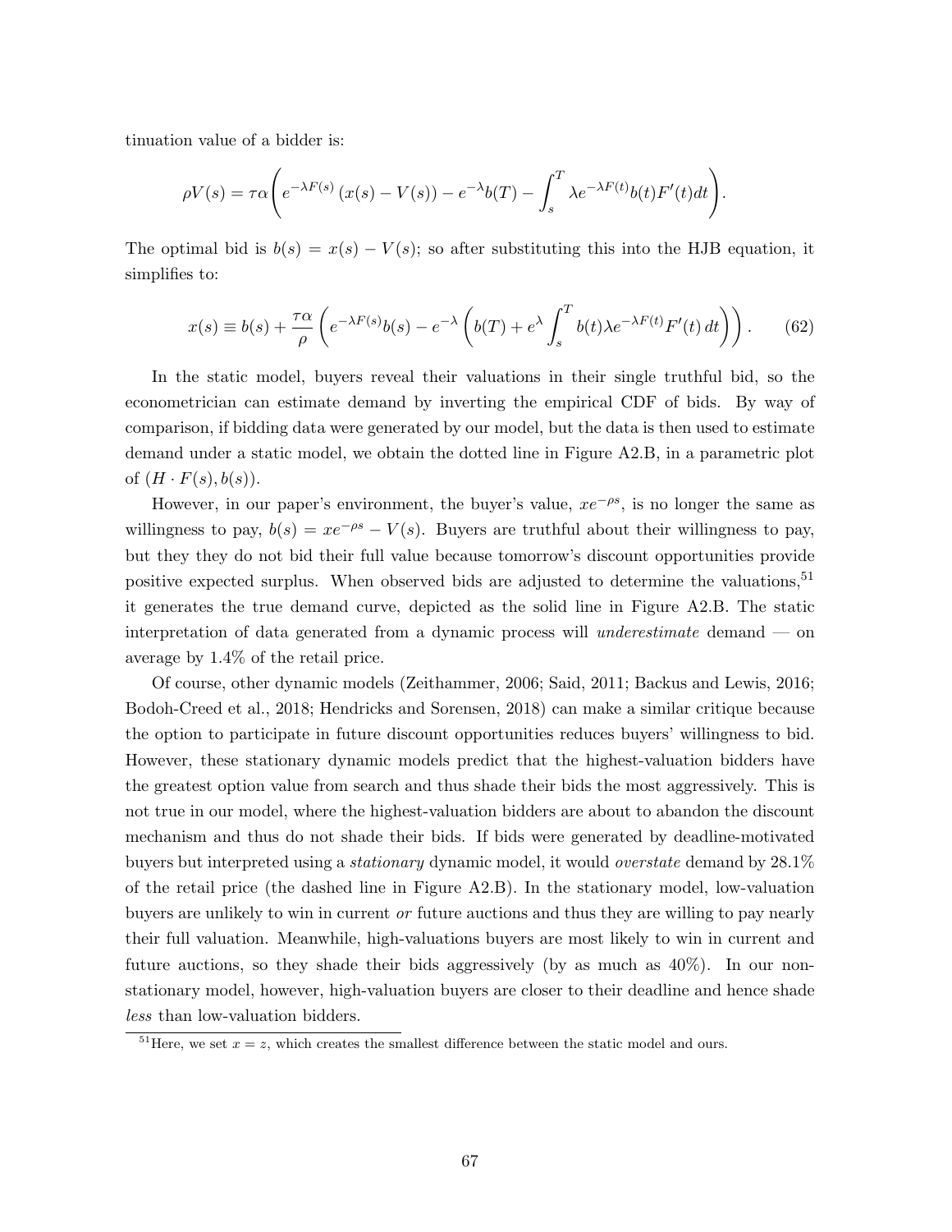tinuation value of a bidder is:

$$\rho V(s) = \tau\alpha\left(e^{-\lambda F(s)}\left(x(s) - V(s)\right) - e^{-\lambda}b(T) - \int_s^T \lambda e^{-\lambda F(t)}b(t)F'(t)dt\right).$$

The optimal bid is $b(s) = x(s) - V(s)$; so after substituting this into the HJB equation, it simplifies to:

$$x(s) \equiv b(s) + \frac{\tau\alpha}{\rho}\left(e^{-\lambda F(s)}b(s) - e^{-\lambda}\left(b(T) + e^{\lambda}\int_s^T b(t)\lambda e^{-\lambda F(t)}F'(t)\,dt\right)\right). \tag{62}$$

In the static model, buyers reveal their valuations in their single truthful bid, so the econometrician can estimate demand by inverting the empirical CDF of bids. By way of comparison, if bidding data were generated by our model, but the data is then used to estimate demand under a static model, we obtain the dotted line in Figure A2.B, in a parametric plot of $(H \cdot F(s), b(s))$.

However, in our paper's environment, the buyer's value, $xe^{-\rho s}$, is no longer the same as willingness to pay, $b(s) = xe^{-\rho s} - V(s)$. Buyers are truthful about their willingness to pay, but they they do not bid their full value because tomorrow's discount opportunities provide positive expected surplus. When observed bids are adjusted to determine the valuations,[51] it generates the true demand curve, depicted as the solid line in Figure A2.B. The static interpretation of data generated from a dynamic process will *underestimate* demand — on average by 1.4% of the retail price.

Of course, other dynamic models (Zeithammer, 2006; Said, 2011; Backus and Lewis, 2016; Bodoh-Creed et al., 2018; Hendricks and Sorensen, 2018) can make a similar critique because the option to participate in future discount opportunities reduces buyers' willingness to bid. However, these stationary dynamic models predict that the highest-valuation bidders have the greatest option value from search and thus shade their bids the most aggressively. This is not true in our model, where the highest-valuation bidders are about to abandon the discount mechanism and thus do not shade their bids. If bids were generated by deadline-motivated buyers but interpreted using a *stationary* dynamic model, it would *overstate* demand by 28.1% of the retail price (the dashed line in Figure A2.B). In the stationary model, low-valuation buyers are unlikely to win in current *or* future auctions and thus they are willing to pay nearly their full valuation. Meanwhile, high-valuations buyers are most likely to win in current and future auctions, so they shade their bids aggressively (by as much as 40%). In our non-stationary model, however, high-valuation buyers are closer to their deadline and hence shade *less* than low-valuation bidders.

[51] Here, we set $x = z$, which creates the smallest difference between the static model and ours.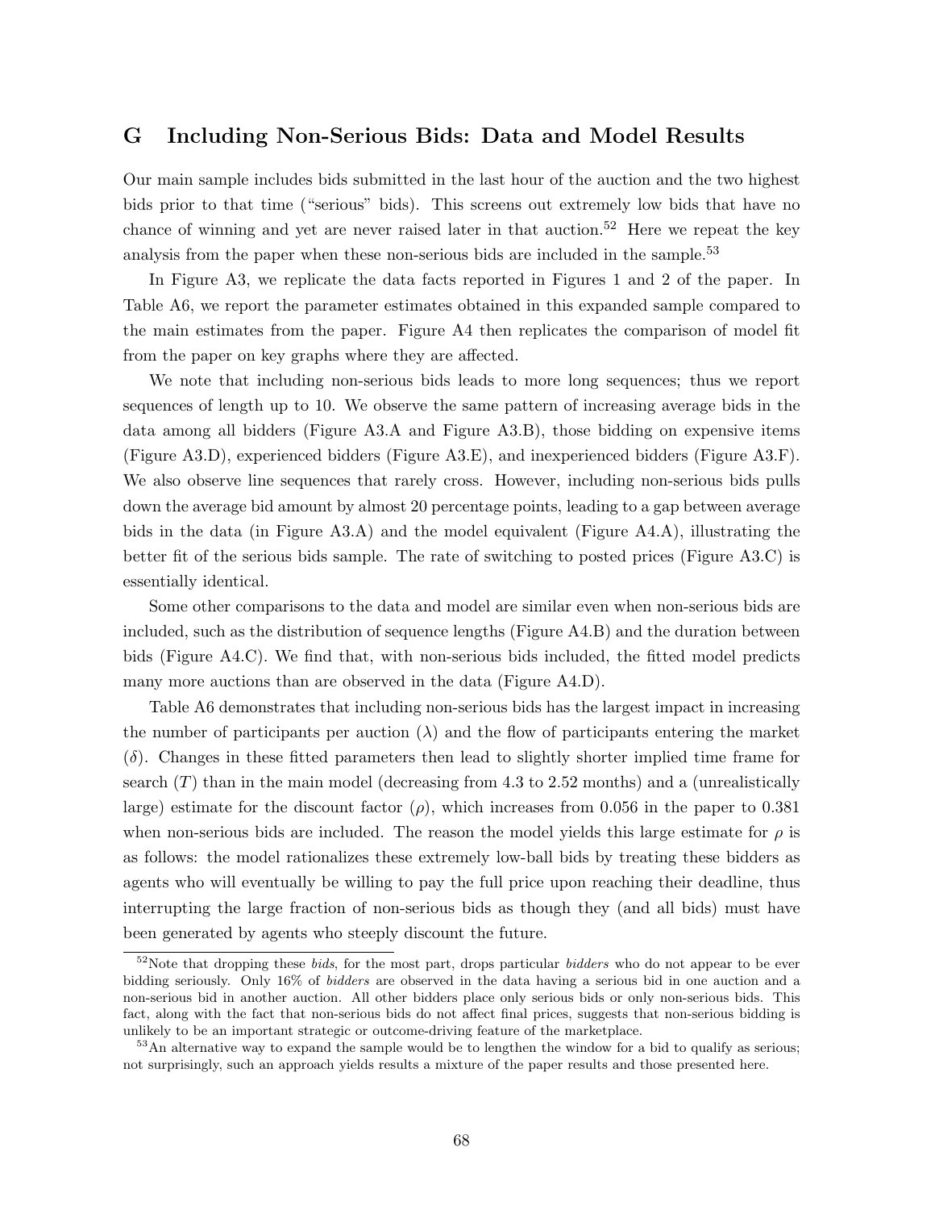## G Including Non-Serious Bids: Data and Model Results

Our main sample includes bids submitted in the last hour of the auction and the two highest bids prior to that time ("serious" bids). This screens out extremely low bids that have no chance of winning and yet are never raised later in that auction.[52] Here we repeat the key analysis from the paper when these non-serious bids are included in the sample.[53]

In Figure A3, we replicate the data facts reported in Figures 1 and 2 of the paper. In Table A6, we report the parameter estimates obtained in this expanded sample compared to the main estimates from the paper. Figure A4 then replicates the comparison of model fit from the paper on key graphs where they are affected.

We note that including non-serious bids leads to more long sequences; thus we report sequences of length up to 10. We observe the same pattern of increasing average bids in the data among all bidders (Figure A3.A and Figure A3.B), those bidding on expensive items (Figure A3.D), experienced bidders (Figure A3.E), and inexperienced bidders (Figure A3.F). We also observe line sequences that rarely cross. However, including non-serious bids pulls down the average bid amount by almost 20 percentage points, leading to a gap between average bids in the data (in Figure A3.A) and the model equivalent (Figure A4.A), illustrating the better fit of the serious bids sample. The rate of switching to posted prices (Figure A3.C) is essentially identical.

Some other comparisons to the data and model are similar even when non-serious bids are included, such as the distribution of sequence lengths (Figure A4.B) and the duration between bids (Figure A4.C). We find that, with non-serious bids included, the fitted model predicts many more auctions than are observed in the data (Figure A4.D).

Table A6 demonstrates that including non-serious bids has the largest impact in increasing the number of participants per auction ($\lambda$) and the flow of participants entering the market ($\delta$). Changes in these fitted parameters then lead to slightly shorter implied time frame for search ($T$) than in the main model (decreasing from 4.3 to 2.52 months) and a (unrealistically large) estimate for the discount factor ($\rho$), which increases from 0.056 in the paper to 0.381 when non-serious bids are included. The reason the model yields this large estimate for $\rho$ is as follows: the model rationalizes these extremely low-ball bids by treating these bidders as agents who will eventually be willing to pay the full price upon reaching their deadline, thus interrupting the large fraction of non-serious bids as though they (and all bids) must have been generated by agents who steeply discount the future.

[52] Note that dropping these *bids*, for the most part, drops particular *bidders* who do not appear to be ever bidding seriously. Only 16% of *bidders* are observed in the data having a serious bid in one auction and a non-serious bid in another auction. All other bidders place only serious bids or only non-serious bids. This fact, along with the fact that non-serious bids do not affect final prices, suggests that non-serious bidding is unlikely to be an important strategic or outcome-driving feature of the marketplace.

[53] An alternative way to expand the sample would be to lengthen the window for a bid to qualify as serious; not surprisingly, such an approach yields results a mixture of the paper results and those presented here.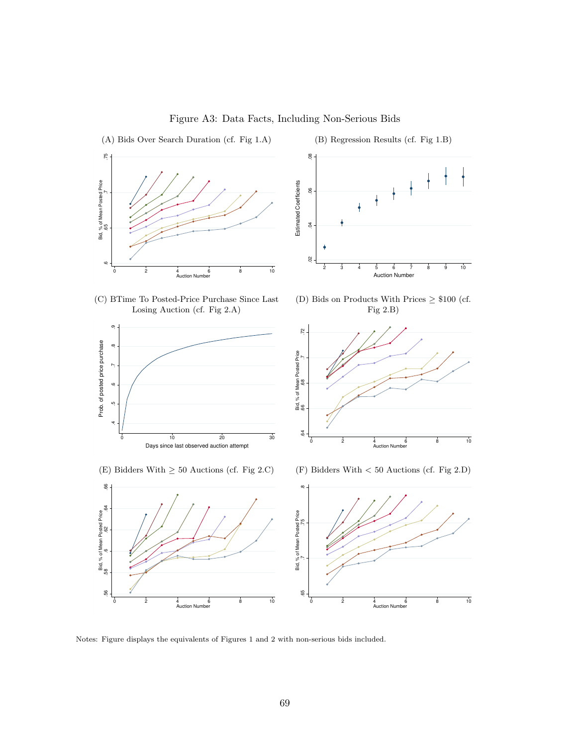# Figure A3: Data Facts, Including Non-Serious Bids

(A) Bids Over Search Duration (cf. Fig 1.A)

(B) Regression Results (cf. Fig 1.B)

(C) BTime To Posted-Price Purchase Since Last Losing Auction (cf. Fig 2.A)

(D) Bids on Products With Prices $\geq$ \$100 (cf. Fig 2.B)

(E) Bidders With $\geq$ 50 Auctions (cf. Fig 2.C)

(F) Bidders With < 50 Auctions (cf. Fig 2.D)

Notes: Figure displays the equivalents of Figures 1 and 2 with non-serious bids included.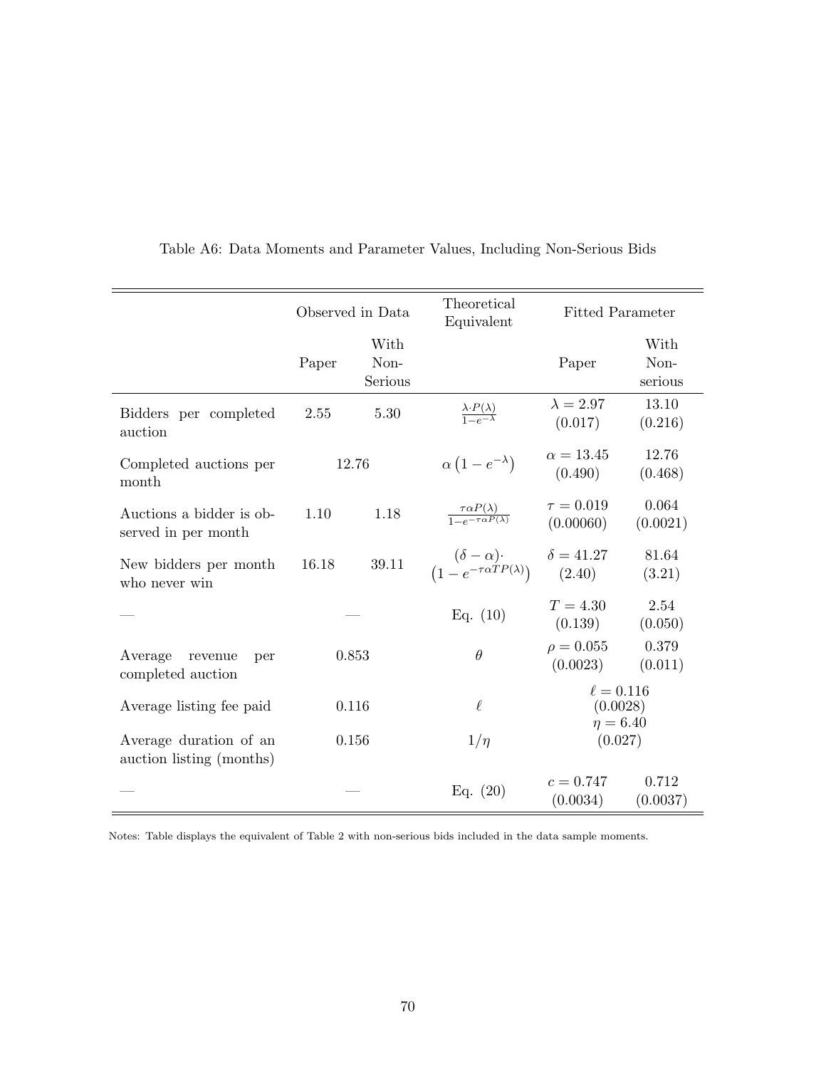Table A6: Data Moments and Parameter Values, Including Non-Serious Bids

| | Observed in Data | | Theoretical Equivalent | Fitted Parameter | |
|---|---|---|---|---|---|
| | Paper | With Non-Serious | | Paper | With Non-serious |
| Bidders per completed auction | 2.55 | 5.30 | $\frac{\lambda \cdot P(\lambda)}{1-e^{-\lambda}}$ | $\lambda = 2.97$ (0.017) | 13.10 (0.216) |
| Completed auctions per month | 12.76 | | $\alpha\left(1-e^{-\lambda}\right)$ | $\alpha = 13.45$ (0.490) | 12.76 (0.468) |
| Auctions a bidder is observed in per month | 1.10 | 1.18 | $\frac{\tau \alpha P(\lambda)}{1-e^{-\tau \alpha P(\lambda)}}$ | $\tau = 0.019$ (0.00060) | 0.064 (0.0021) |
| New bidders per month who never win | 16.18 | 39.11 | $(\delta-\alpha)\cdot \left(1-e^{-\tau \alpha T P(\lambda)}\right)$ | $\delta = 41.27$ (2.40) | 81.64 (3.21) |
| — | — | | Eq. (10) | $T = 4.30$ (0.139) | 2.54 (0.050) |
| Average revenue per completed auction | 0.853 | | $\theta$ | $\rho = 0.055$ (0.0023) | 0.379 (0.011) |
| Average listing fee paid | 0.116 | | $\ell$ | $\ell = 0.116$ (0.0028) | |
| Average duration of an auction listing (months) | 0.156 | | $1/\eta$ | $\eta = 6.40$ (0.027) | |
| — | — | | Eq. (20) | $c = 0.747$ (0.0034) | 0.712 (0.0037) |

Notes: Table displays the equivalent of Table 2 with non-serious bids included in the data sample moments.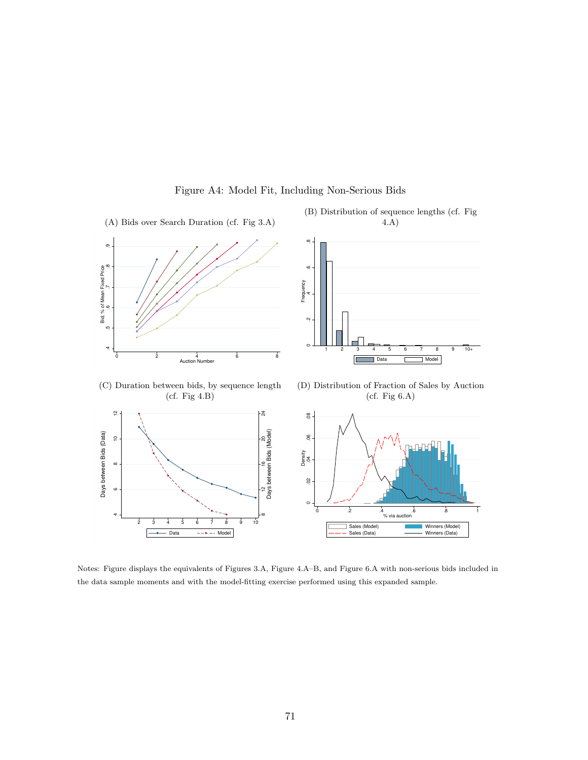Figure A4: Model Fit, Including Non-Serious Bids

(A) Bids over Search Duration (cf. Fig 3.A)

(B) Distribution of sequence lengths (cf. Fig 4.A)

(C) Duration between bids, by sequence length (cf. Fig 4.B)

(D) Distribution of Fraction of Sales by Auction (cf. Fig 6.A)

Notes: Figure displays the equivalents of Figures 3.A, Figure 4.A–B, and Figure 6.A with non-serious bids included in the data sample moments and with the model-fitting exercise performed using this expanded sample.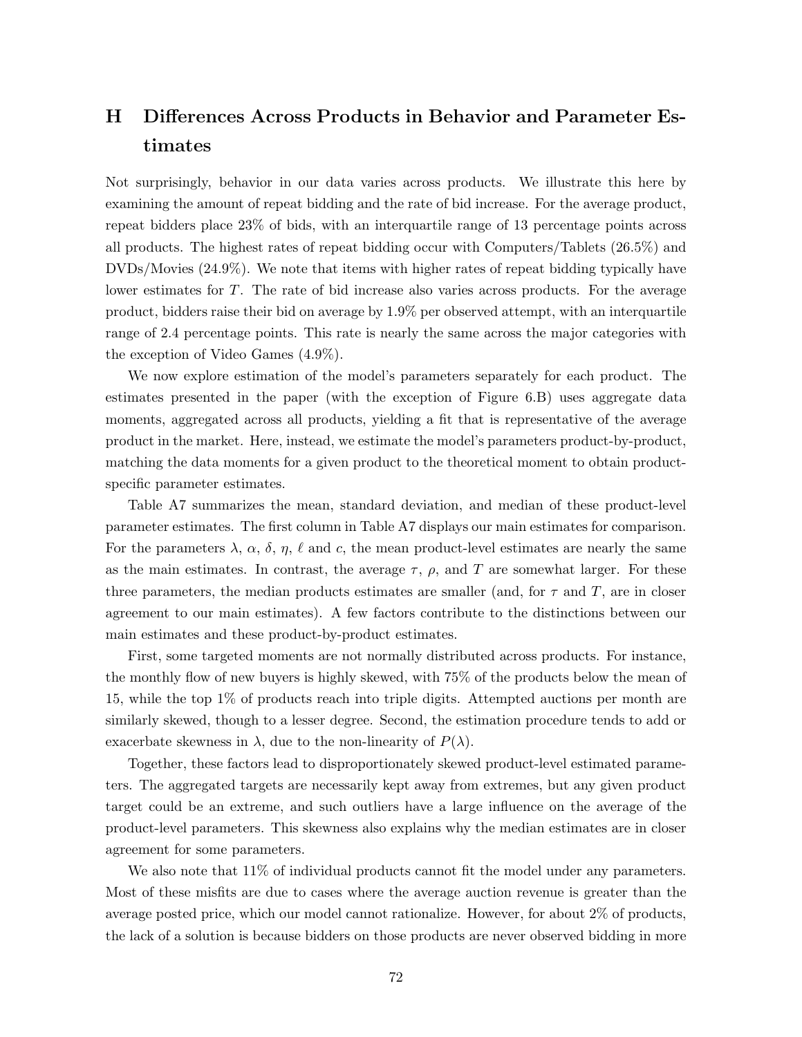# H Differences Across Products in Behavior and Parameter Estimates

Not surprisingly, behavior in our data varies across products. We illustrate this here by examining the amount of repeat bidding and the rate of bid increase. For the average product, repeat bidders place 23% of bids, with an interquartile range of 13 percentage points across all products. The highest rates of repeat bidding occur with Computers/Tablets (26.5%) and DVDs/Movies (24.9%). We note that items with higher rates of repeat bidding typically have lower estimates for $T$. The rate of bid increase also varies across products. For the average product, bidders raise their bid on average by 1.9% per observed attempt, with an interquartile range of 2.4 percentage points. This rate is nearly the same across the major categories with the exception of Video Games (4.9%).

We now explore estimation of the model's parameters separately for each product. The estimates presented in the paper (with the exception of Figure 6.B) uses aggregate data moments, aggregated across all products, yielding a fit that is representative of the average product in the market. Here, instead, we estimate the model's parameters product-by-product, matching the data moments for a given product to the theoretical moment to obtain product-specific parameter estimates.

Table A7 summarizes the mean, standard deviation, and median of these product-level parameter estimates. The first column in Table A7 displays our main estimates for comparison. For the parameters $\lambda$, $\alpha$, $\delta$, $\eta$, $\ell$ and $c$, the mean product-level estimates are nearly the same as the main estimates. In contrast, the average $\tau$, $\rho$, and $T$ are somewhat larger. For these three parameters, the median products estimates are smaller (and, for $\tau$ and $T$, are in closer agreement to our main estimates). A few factors contribute to the distinctions between our main estimates and these product-by-product estimates.

First, some targeted moments are not normally distributed across products. For instance, the monthly flow of new buyers is highly skewed, with 75% of the products below the mean of 15, while the top 1% of products reach into triple digits. Attempted auctions per month are similarly skewed, though to a lesser degree. Second, the estimation procedure tends to add or exacerbate skewness in $\lambda$, due to the non-linearity of $P(\lambda)$.

Together, these factors lead to disproportionately skewed product-level estimated parameters. The aggregated targets are necessarily kept away from extremes, but any given product target could be an extreme, and such outliers have a large influence on the average of the product-level parameters. This skewness also explains why the median estimates are in closer agreement for some parameters.

We also note that 11% of individual products cannot fit the model under any parameters. Most of these misfits are due to cases where the average auction revenue is greater than the average posted price, which our model cannot rationalize. However, for about 2% of products, the lack of a solution is because bidders on those products are never observed bidding in more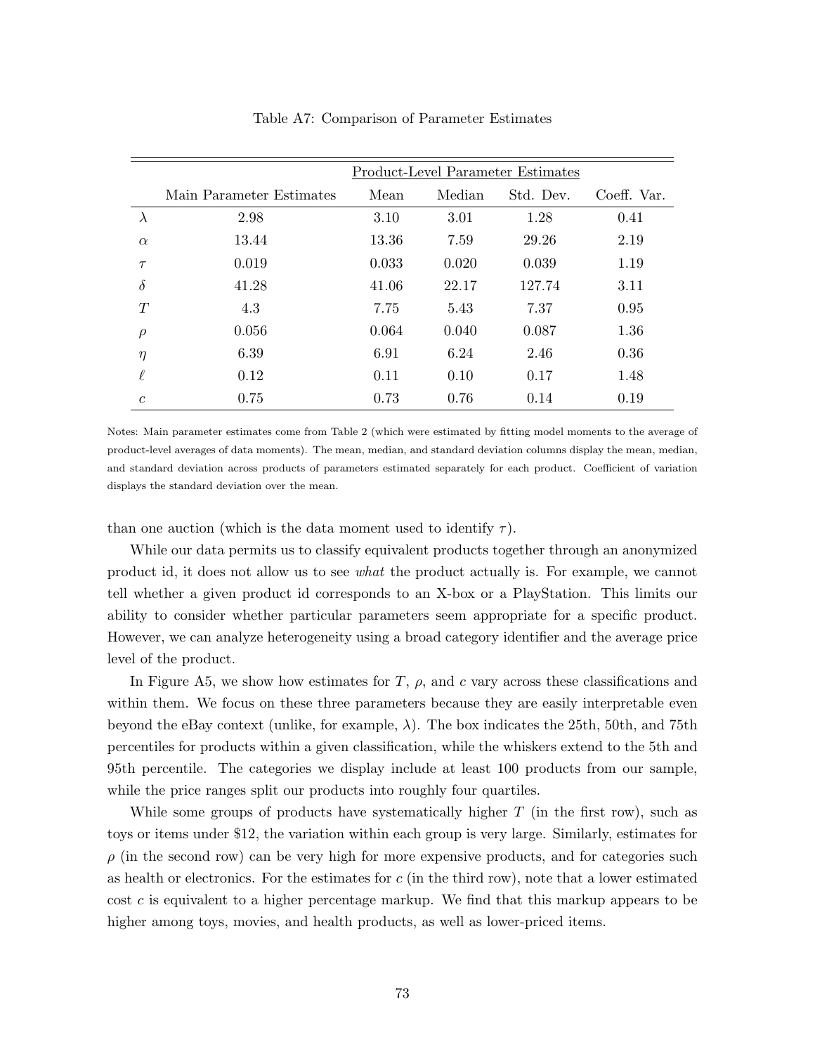Table A7: Comparison of Parameter Estimates

| | | Product-Level Parameter Estimates | | | |
|---|---|---|---|---|---|
| | Main Parameter Estimates | Mean | Median | Std. Dev. | Coeff. Var. |
| $\lambda$ | 2.98 | 3.10 | 3.01 | 1.28 | 0.41 |
| $\alpha$ | 13.44 | 13.36 | 7.59 | 29.26 | 2.19 |
| $\tau$ | 0.019 | 0.033 | 0.020 | 0.039 | 1.19 |
| $\delta$ | 41.28 | 41.06 | 22.17 | 127.74 | 3.11 |
| $T$ | 4.3 | 7.75 | 5.43 | 7.37 | 0.95 |
| $\rho$ | 0.056 | 0.064 | 0.040 | 0.087 | 1.36 |
| $\eta$ | 6.39 | 6.91 | 6.24 | 2.46 | 0.36 |
| $\ell$ | 0.12 | 0.11 | 0.10 | 0.17 | 1.48 |
| $c$ | 0.75 | 0.73 | 0.76 | 0.14 | 0.19 |

Notes: Main parameter estimates come from Table 2 (which were estimated by fitting model moments to the average of product-level averages of data moments). The mean, median, and standard deviation columns display the mean, median, and standard deviation across products of parameters estimated separately for each product. Coefficient of variation displays the standard deviation over the mean.

than one auction (which is the data moment used to identify $\tau$).

While our data permits us to classify equivalent products together through an anonymized product id, it does not allow us to see *what* the product actually is. For example, we cannot tell whether a given product id corresponds to an X-box or a PlayStation. This limits our ability to consider whether particular parameters seem appropriate for a specific product. However, we can analyze heterogeneity using a broad category identifier and the average price level of the product.

In Figure A5, we show how estimates for $T$, $\rho$, and $c$ vary across these classifications and within them. We focus on these three parameters because they are easily interpretable even beyond the eBay context (unlike, for example, $\lambda$). The box indicates the 25th, 50th, and 75th percentiles for products within a given classification, while the whiskers extend to the 5th and 95th percentile. The categories we display include at least 100 products from our sample, while the price ranges split our products into roughly four quartiles.

While some groups of products have systematically higher $T$ (in the first row), such as toys or items under \$12, the variation within each group is very large. Similarly, estimates for $\rho$ (in the second row) can be very high for more expensive products, and for categories such as health or electronics. For the estimates for $c$ (in the third row), note that a lower estimated cost $c$ is equivalent to a higher percentage markup. We find that this markup appears to be higher among toys, movies, and health products, as well as lower-priced items.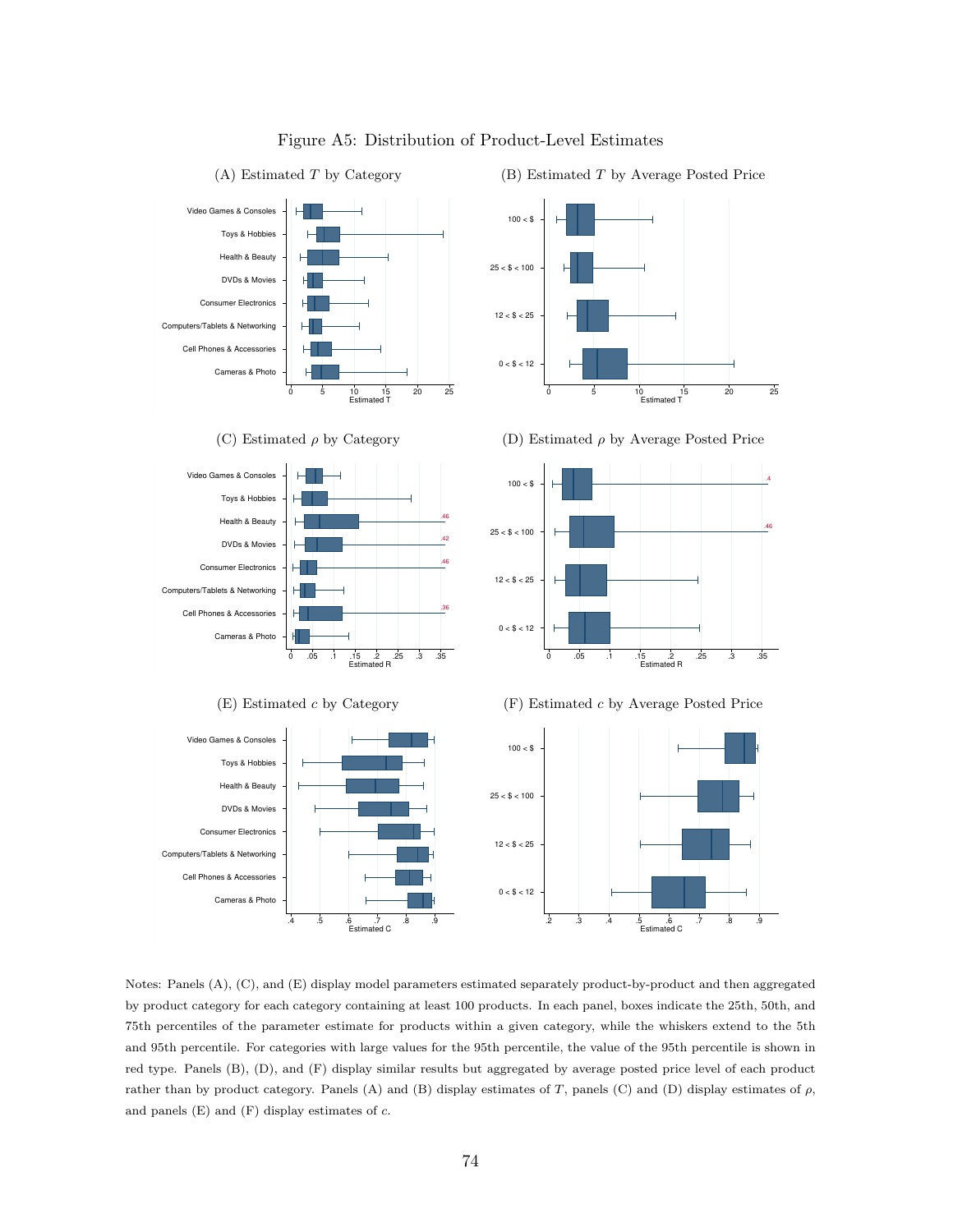Figure A5: Distribution of Product-Level Estimates

(A) Estimated $T$ by Category

(B) Estimated $T$ by Average Posted Price

(C) Estimated $\rho$ by Category

(D) Estimated $\rho$ by Average Posted Price

(E) Estimated $c$ by Category

(F) Estimated $c$ by Average Posted Price

Notes: Panels (A), (C), and (E) display model parameters estimated separately product-by-product and then aggregated by product category for each category containing at least 100 products. In each panel, boxes indicate the 25th, 50th, and 75th percentiles of the parameter estimate for products within a given category, while the whiskers extend to the 5th and 95th percentile. For categories with large values for the 95th percentile, the value of the 95th percentile is shown in red type. Panels (B), (D), and (F) display similar results but aggregated by average posted price level of each product rather than by product category. Panels (A) and (B) display estimates of $T$, panels (C) and (D) display estimates of $\rho$, and panels (E) and (F) display estimates of $c$.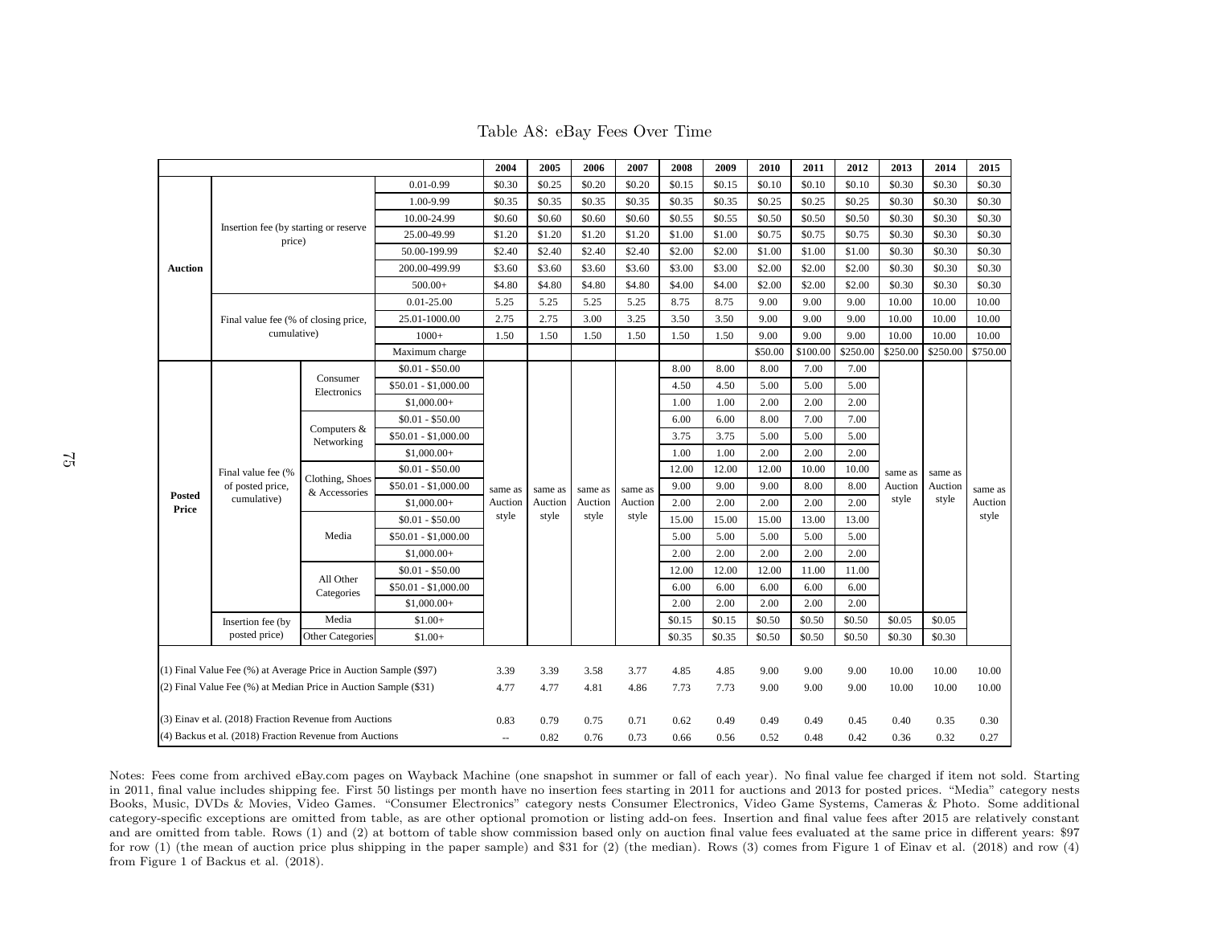# Table A8: eBay Fees Over Time

| | | | | 2004 | 2005 | 2006 | 2007 | 2008 | 2009 | 2010 | 2011 | 2012 | 2013 | 2014 | 2015 |
|---|---|---|---|---|---|---|---|---|---|---|---|---|---|---|---|
| **Auction** | Insertion fee (by starting or reserve price) | | 0.01-0.99 | $0.30 | $0.25 | $0.20 | $0.20 | $0.15 | $0.15 | $0.10 | $0.10 | $0.10 | $0.30 | $0.30 | $0.30 |
| | | | 1.00-9.99 | $0.35 | $0.35 | $0.35 | $0.35 | $0.35 | $0.35 | $0.25 | $0.25 | $0.25 | $0.30 | $0.30 | $0.30 |
| | | | 10.00-24.99 | $0.60 | $0.60 | $0.60 | $0.60 | $0.55 | $0.55 | $0.50 | $0.50 | $0.50 | $0.30 | $0.30 | $0.30 |
| | | | 25.00-49.99 | $1.20 | $1.20 | $1.20 | $1.20 | $1.00 | $1.00 | $0.75 | $0.75 | $0.75 | $0.30 | $0.30 | $0.30 |
| | | | 50.00-199.99 | $2.40 | $2.40 | $2.40 | $2.40 | $2.00 | $2.00 | $1.00 | $1.00 | $1.00 | $0.30 | $0.30 | $0.30 |
| | | | 200.00-499.99 | $3.60 | $3.60 | $3.60 | $3.60 | $3.00 | $3.00 | $2.00 | $2.00 | $2.00 | $0.30 | $0.30 | $0.30 |
| | | | 500.00+ | $4.80 | $4.80 | $4.80 | $4.80 | $4.00 | $4.00 | $2.00 | $2.00 | $2.00 | $0.30 | $0.30 | $0.30 |
| | Final value fee (% of closing price, cumulative) | | 0.01-25.00 | 5.25 | 5.25 | 5.25 | 5.25 | 8.75 | 8.75 | 9.00 | 9.00 | 9.00 | 10.00 | 10.00 | 10.00 |
| | | | 25.01-1000.00 | 2.75 | 2.75 | 3.00 | 3.25 | 3.50 | 3.50 | 9.00 | 9.00 | 9.00 | 10.00 | 10.00 | 10.00 |
| | | | 1000+ | 1.50 | 1.50 | 1.50 | 1.50 | 1.50 | 1.50 | 9.00 | 9.00 | 9.00 | 10.00 | 10.00 | 10.00 |
| | | | Maximum charge | | | | | | | $50.00 | $100.00 | $250.00 | $250.00 | $250.00 | $750.00 |
| **Posted Price** | Final value fee (% of posted price, cumulative) | Consumer Electronics | $0.01 - $50.00 | same as Auction style | same as Auction style | same as Auction style | same as Auction style | 8.00 | 8.00 | 8.00 | 7.00 | 7.00 | same as Auction style | same as Auction style | same as Auction style |
| | | | $50.01 - $1,000.00 | | | | | 4.50 | 4.50 | 5.00 | 5.00 | 5.00 | | | |
| | | | $1,000.00+ | | | | | 1.00 | 1.00 | 2.00 | 2.00 | 2.00 | | | |
| | | Computers & Networking | $0.01 - $50.00 | | | | | 6.00 | 6.00 | 8.00 | 7.00 | 7.00 | | | |
| | | | $50.01 - $1,000.00 | | | | | 3.75 | 3.75 | 5.00 | 5.00 | 5.00 | | | |
| | | | $1,000.00+ | | | | | 1.00 | 1.00 | 2.00 | 2.00 | 2.00 | | | |
| | | Clothing, Shoes & Accessories | $0.01 - $50.00 | | | | | 12.00 | 12.00 | 12.00 | 10.00 | 10.00 | | | |
| | | | $50.01 - $1,000.00 | | | | | 9.00 | 9.00 | 9.00 | 8.00 | 8.00 | | | |
| | | | $1,000.00+ | | | | | 2.00 | 2.00 | 2.00 | 2.00 | 2.00 | | | |
| | | Media | $0.01 - $50.00 | | | | | 15.00 | 15.00 | 15.00 | 13.00 | 13.00 | | | |
| | | | $50.01 - $1,000.00 | | | | | 5.00 | 5.00 | 5.00 | 5.00 | 5.00 | | | |
| | | | $1,000.00+ | | | | | 2.00 | 2.00 | 2.00 | 2.00 | 2.00 | | | |
| | | All Other Categories | $0.01 - $50.00 | | | | | 12.00 | 12.00 | 12.00 | 11.00 | 11.00 | | | |
| | | | $50.01 - $1,000.00 | | | | | 6.00 | 6.00 | 6.00 | 6.00 | 6.00 | | | |
| | | | $1,000.00+ | | | | | 2.00 | 2.00 | 2.00 | 2.00 | 2.00 | | | |
| | Insertion fee (by posted price) | Media | $1.00+ | | | | | $0.15 | $0.15 | $0.50 | $0.50 | $0.50 | $0.05 | $0.05 | |
| | | Other Categories | $1.00+ | | | | | $0.35 | $0.35 | $0.50 | $0.50 | $0.50 | $0.30 | $0.30 | |
| (1) Final Value Fee (%) at Average Price in Auction Sample ($97) | | | | 3.39 | 3.39 | 3.58 | 3.77 | 4.85 | 4.85 | 9.00 | 9.00 | 9.00 | 10.00 | 10.00 | 10.00 |
| (2) Final Value Fee (%) at Median Price in Auction Sample ($31) | | | | 4.77 | 4.77 | 4.81 | 4.86 | 7.73 | 7.73 | 9.00 | 9.00 | 9.00 | 10.00 | 10.00 | 10.00 |
| (3) Einav et al. (2018) Fraction Revenue from Auctions | | | | 0.83 | 0.79 | 0.75 | 0.71 | 0.62 | 0.49 | 0.49 | 0.49 | 0.45 | 0.40 | 0.35 | 0.30 |
| (4) Backus et al. (2018) Fraction Revenue from Auctions | | | | -- | 0.82 | 0.76 | 0.73 | 0.66 | 0.56 | 0.52 | 0.48 | 0.42 | 0.36 | 0.32 | 0.27 |

Notes: Fees come from archived eBay.com pages on Wayback Machine (one snapshot in summer or fall of each year). No final value fee charged if item not sold. Starting in 2011, final value includes shipping fee. First 50 listings per month have no insertion fees starting in 2011 for auctions and 2013 for posted prices. "Media" category nests Books, Music, DVDs & Movies, Video Games. "Consumer Electronics" category nests Consumer Electronics, Video Game Systems, Cameras & Photo. Some additional category-specific exceptions are omitted from table, as are other optional promotion or listing add-on fees. Insertion and final value fees after 2015 are relatively constant and are omitted from table. Rows (1) and (2) at bottom of table show commission based only on auction final value fees evaluated at the same price in different years: $97 for row (1) (the mean of auction price plus shipping in the paper sample) and $31 for (2) (the median). Rows (3) comes from Figure 1 of Einav et al. (2018) and row (4) from Figure 1 of Backus et al. (2018).